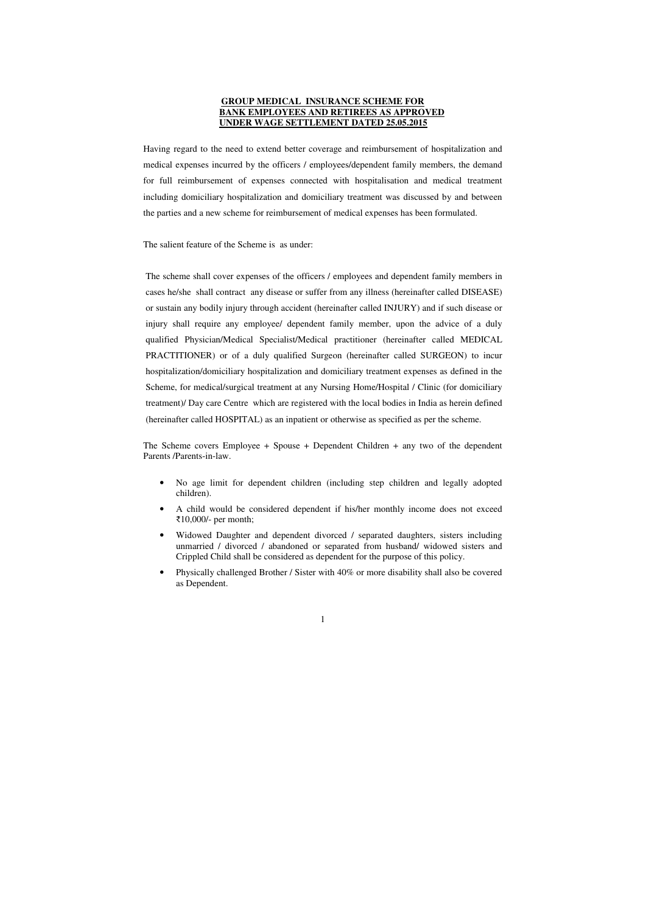# GROUP MEDICAL INSURANCE SCHEME FOR BANK EMPLOYEES AND RETIREES AS APPROVED UNDER WAGE SETTLEMENT DATED 25.05.2015

Having regard to the need to extend better coverage and reimbursement of hospitalization and medical expenses incurred by the officers / employees/dependent family members, the demand for full reimbursement of expenses connected with hospitalisation and medical treatment including domiciliary hospitalization and domiciliary treatment was discussed by and between the parties and a new scheme for reimbursement of medical expenses has been formulated.

The salient feature of the Scheme is as under:

The scheme shall cover expenses of the officers / employees and dependent family members in cases he/she shall contract any disease or suffer from any illness (hereinafter called DISEASE) or sustain any bodily injury through accident (hereinafter called INJURY) and if such disease or injury shall require any employee/ dependent family member, upon the advice of a duly qualified Physician/Medical Specialist/Medical practitioner (hereinafter called MEDICAL PRACTITIONER) or of a duly qualified Surgeon (hereinafter called SURGEON) to incur hospitalization/domiciliary hospitalization and domiciliary treatment expenses as defined in the Scheme, for medical/surgical treatment at any Nursing Home/Hospital / Clinic (for domiciliary treatment)/ Day care Centre which are registered with the local bodies in India as herein defined (hereinafter called HOSPITAL) as an inpatient or otherwise as specified as per the scheme.

The Scheme covers Employee + Spouse + Dependent Children + any two of the dependent Parents /Parents-in-law.

- No age limit for dependent children (including step children and legally adopted children).
- A child would be considered dependent if his/her monthly income does not exceed ₹10,000/- per month;
- Widowed Daughter and dependent divorced / separated daughters, sisters including unmarried / divorced / abandoned or separated from husband/ widowed sisters and Crippled Child shall be considered as dependent for the purpose of this policy.
- Physically challenged Brother / Sister with 40% or more disability shall also be covered as Dependent.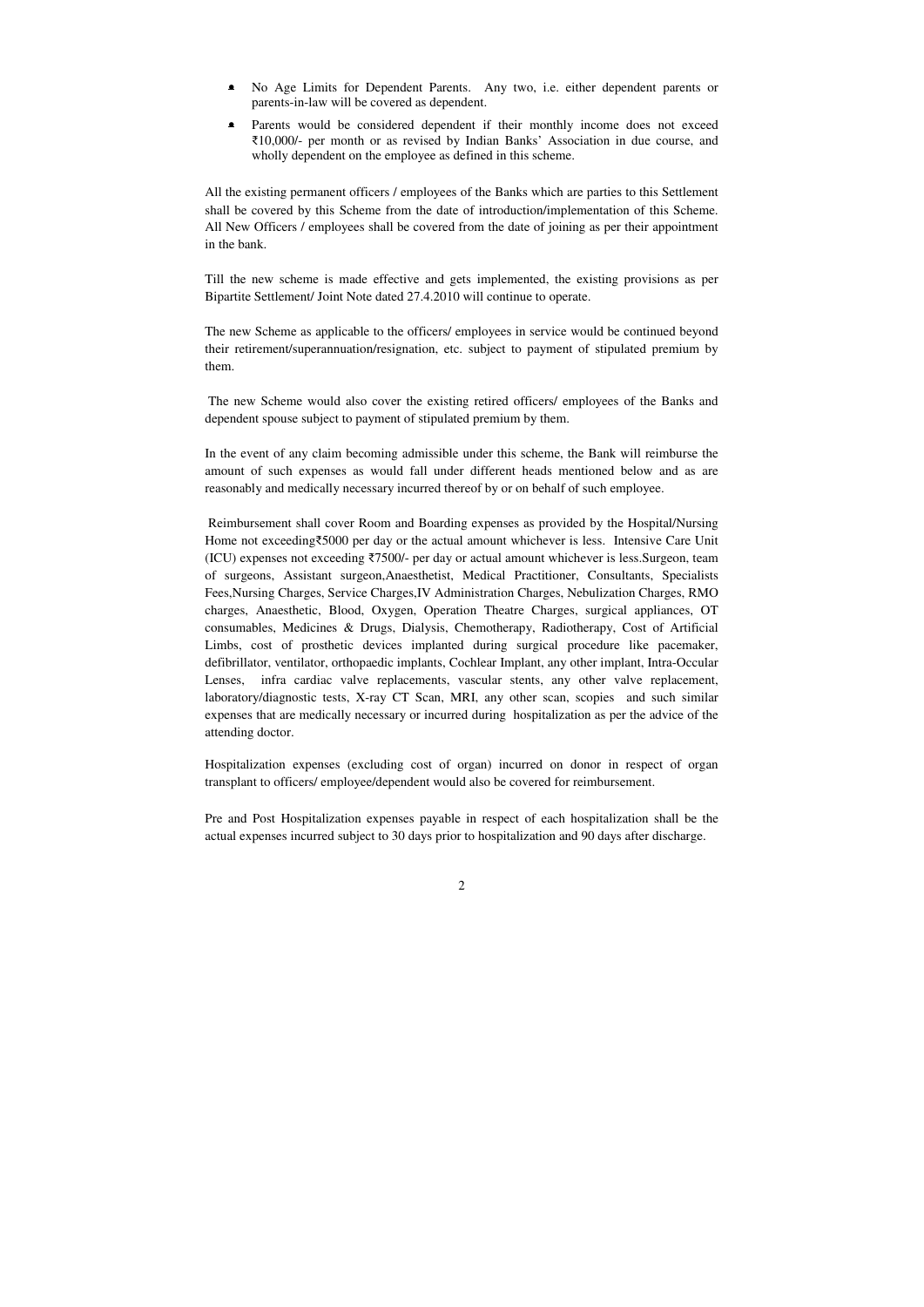- No Age Limits for Dependent Parents. Any two, i.e. either dependent parents or parents-in-law will be covered as dependent.
- Parents would be considered dependent if their monthly income does not exceed ₹10,000/- per month or as revised by Indian Banks' Association in due course, and wholly dependent on the employee as defined in this scheme.

All the existing permanent officers / employees of the Banks which are parties to this Settlement shall be covered by this Scheme from the date of introduction/implementation of this Scheme. All New Officers / employees shall be covered from the date of joining as per their appointment in the bank.

Till the new scheme is made effective and gets implemented, the existing provisions as per Bipartite Settlement/ Joint Note dated 27.4.2010 will continue to operate.

The new Scheme as applicable to the officers/ employees in service would be continued beyond their retirement/superannuation/resignation, etc. subject to payment of stipulated premium by them.

The new Scheme would also cover the existing retired officers/ employees of the Banks and dependent spouse subject to payment of stipulated premium by them.

In the event of any claim becoming admissible under this scheme, the Bank will reimburse the amount of such expenses as would fall under different heads mentioned below and as are reasonably and medically necessary incurred thereof by or on behalf of such employee.

Reimbursement shall cover Room and Boarding expenses as provided by the Hospital/Nursing Home not exceeding₹5000 per day or the actual amount whichever is less. Intensive Care Unit (ICU) expenses not exceeding ₹7500/- per day or actual amount whichever is less.Surgeon, team of surgeons, Assistant surgeon,Anaesthetist, Medical Practitioner, Consultants, Specialists Fees,Nursing Charges, Service Charges,IV Administration Charges, Nebulization Charges, RMO charges, Anaesthetic, Blood, Oxygen, Operation Theatre Charges, surgical appliances, OT consumables, Medicines & Drugs, Dialysis, Chemotherapy, Radiotherapy, Cost of Artificial Limbs, cost of prosthetic devices implanted during surgical procedure like pacemaker, defibrillator, ventilator, orthopaedic implants, Cochlear Implant, any other implant, Intra-Occular Lenses, infra cardiac valve replacements, vascular stents, any other valve replacement, laboratory/diagnostic tests, X-ray CT Scan, MRI, any other scan, scopies and such similar expenses that are medically necessary or incurred during hospitalization as per the advice of the attending doctor.

Hospitalization expenses (excluding cost of organ) incurred on donor in respect of organ transplant to officers/ employee/dependent would also be covered for reimbursement.

Pre and Post Hospitalization expenses payable in respect of each hospitalization shall be the actual expenses incurred subject to 30 days prior to hospitalization and 90 days after discharge.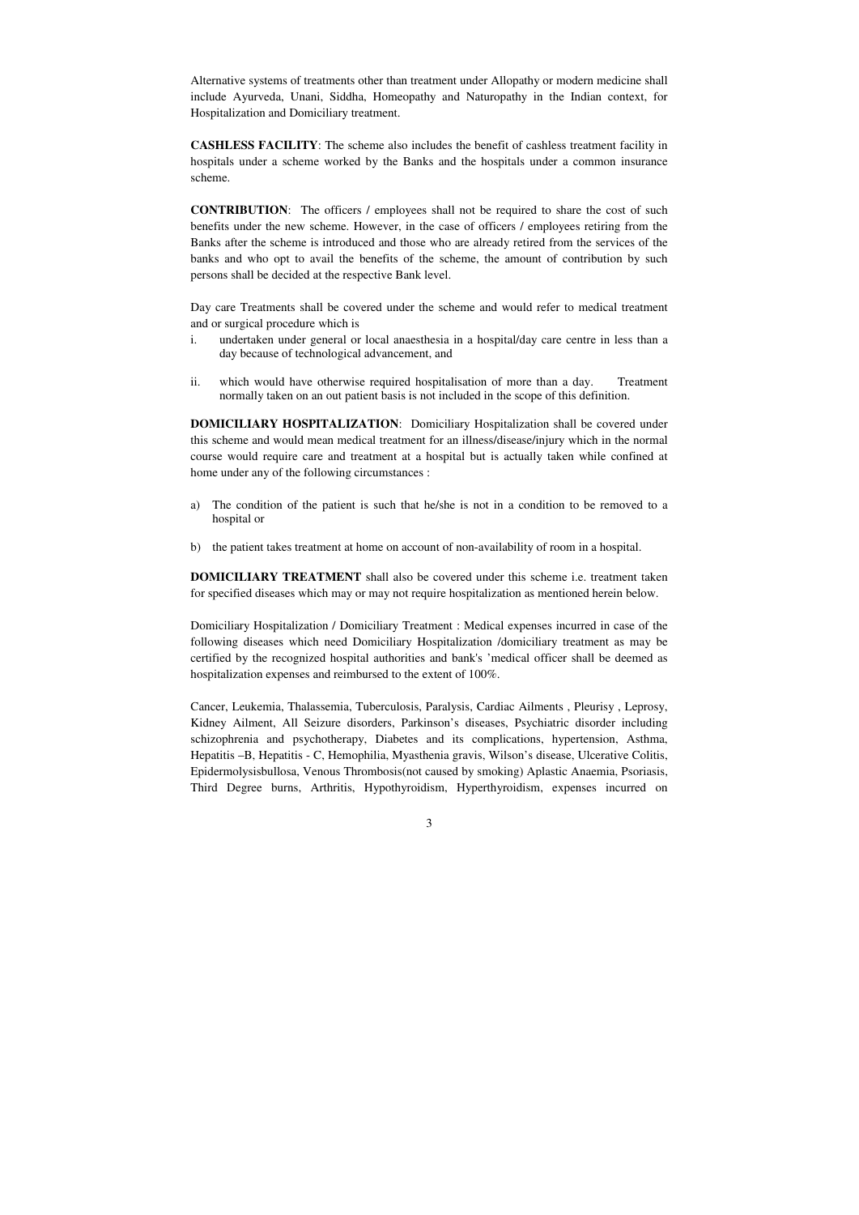Alternative systems of treatments other than treatment under Allopathy or modern medicine shall include Ayurveda, Unani, Siddha, Homeopathy and Naturopathy in the Indian context, for Hospitalization and Domiciliary treatment.

**CASHLESS FACILITY**: The scheme also includes the benefit of cashless treatment facility in hospitals under a scheme worked by the Banks and the hospitals under a common insurance scheme.

**CONTRIBUTION**: The officers / employees shall not be required to share the cost of such benefits under the new scheme. However, in the case of officers / employees retiring from the Banks after the scheme is introduced and those who are already retired from the services of the banks and who opt to avail the benefits of the scheme, the amount of contribution by such persons shall be decided at the respective Bank level.

Day care Treatments shall be covered under the scheme and would refer to medical treatment and or surgical procedure which is

i. undertaken under general or local anaesthesia in a hospital/day care centre in less than a day because of technological advancement, and

ii. which would have otherwise required hospitalisation of more than a day. Treatment normally taken on an out patient basis is not included in the scope of this definition.

**DOMICILIARY HOSPITALIZATION**: Domiciliary Hospitalization shall be covered under this scheme and would mean medical treatment for an illness/disease/injury which in the normal course would require care and treatment at a hospital but is actually taken while confined at home under any of the following circumstances :

a) The condition of the patient is such that he/she is not in a condition to be removed to a hospital or

b) the patient takes treatment at home on account of non-availability of room in a hospital.

**DOMICILIARY TREATMENT** shall also be covered under this scheme i.e. treatment taken for specified diseases which may or may not require hospitalization as mentioned herein below.

Domiciliary Hospitalization / Domiciliary Treatment : Medical expenses incurred in case of the following diseases which need Domiciliary Hospitalization /domiciliary treatment as may be certified by the recognized hospital authorities and bank's 'medical officer shall be deemed as hospitalization expenses and reimbursed to the extent of 100%.

Cancer, Leukemia, Thalassemia, Tuberculosis, Paralysis, Cardiac Ailments , Pleurisy , Leprosy, Kidney Ailment, All Seizure disorders, Parkinson's diseases, Psychiatric disorder including schizophrenia and psychotherapy, Diabetes and its complications, hypertension, Asthma, Hepatitis –B, Hepatitis - C, Hemophilia, Myasthenia gravis, Wilson's disease, Ulcerative Colitis, Epidermolysisbullosa, Venous Thrombosis(not caused by smoking) Aplastic Anaemia, Psoriasis, Third Degree burns, Arthritis, Hypothyroidism, Hyperthyroidism, expenses incurred on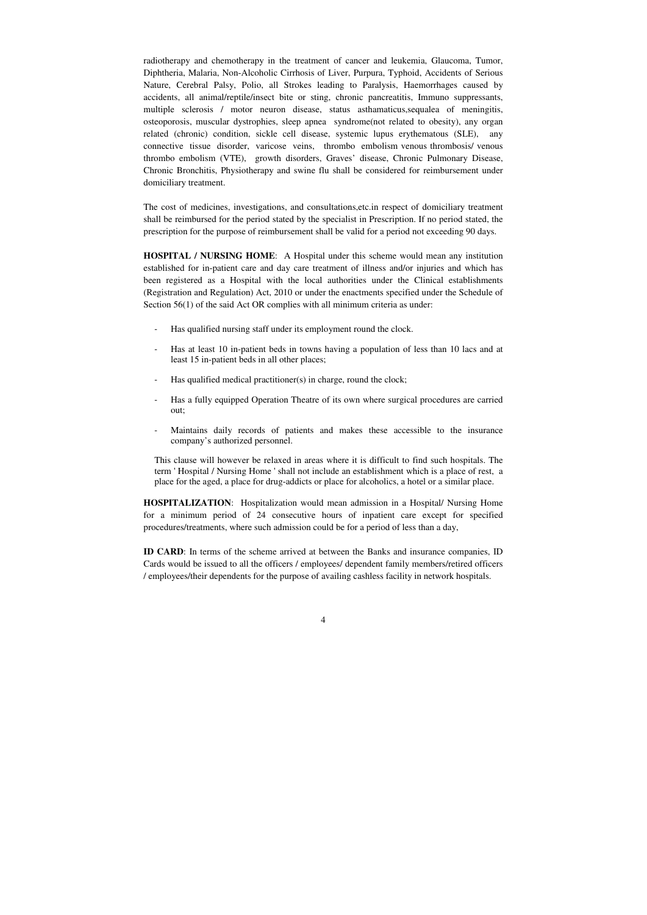radiotherapy and chemotherapy in the treatment of cancer and leukemia, Glaucoma, Tumor, Diphtheria, Malaria, Non-Alcoholic Cirrhosis of Liver, Purpura, Typhoid, Accidents of Serious Nature, Cerebral Palsy, Polio, all Strokes leading to Paralysis, Haemorrhages caused by accidents, all animal/reptile/insect bite or sting, chronic pancreatitis, Immuno suppressants, multiple sclerosis / motor neuron disease, status asthamaticus,sequalea of meningitis, osteoporosis, muscular dystrophies, sleep apnea syndrome(not related to obesity), any organ related (chronic) condition, sickle cell disease, systemic lupus erythematous (SLE), any connective tissue disorder, varicose veins, thrombo embolism venous thrombosis/ venous thrombo embolism (VTE), growth disorders, Graves' disease, Chronic Pulmonary Disease, Chronic Bronchitis, Physiotherapy and swine flu shall be considered for reimbursement under domiciliary treatment.

The cost of medicines, investigations, and consultations,etc.in respect of domiciliary treatment shall be reimbursed for the period stated by the specialist in Prescription. If no period stated, the prescription for the purpose of reimbursement shall be valid for a period not exceeding 90 days.

**HOSPITAL / NURSING HOME**: A Hospital under this scheme would mean any institution established for in-patient care and day care treatment of illness and/or injuries and which has been registered as a Hospital with the local authorities under the Clinical establishments (Registration and Regulation) Act, 2010 or under the enactments specified under the Schedule of Section 56(1) of the said Act OR complies with all minimum criteria as under:

- Has qualified nursing staff under its employment round the clock.
- Has at least 10 in-patient beds in towns having a population of less than 10 lacs and at least 15 in-patient beds in all other places;
- Has qualified medical practitioner(s) in charge, round the clock;
- Has a fully equipped Operation Theatre of its own where surgical procedures are carried out;
- Maintains daily records of patients and makes these accessible to the insurance company's authorized personnel.

This clause will however be relaxed in areas where it is difficult to find such hospitals. The term ' Hospital / Nursing Home ' shall not include an establishment which is a place of rest, a place for the aged, a place for drug-addicts or place for alcoholics, a hotel or a similar place.

**HOSPITALIZATION**: Hospitalization would mean admission in a Hospital/ Nursing Home for a minimum period of 24 consecutive hours of inpatient care except for specified procedures/treatments, where such admission could be for a period of less than a day,

**ID CARD**: In terms of the scheme arrived at between the Banks and insurance companies, ID Cards would be issued to all the officers / employees/ dependent family members/retired officers / employees/their dependents for the purpose of availing cashless facility in network hospitals.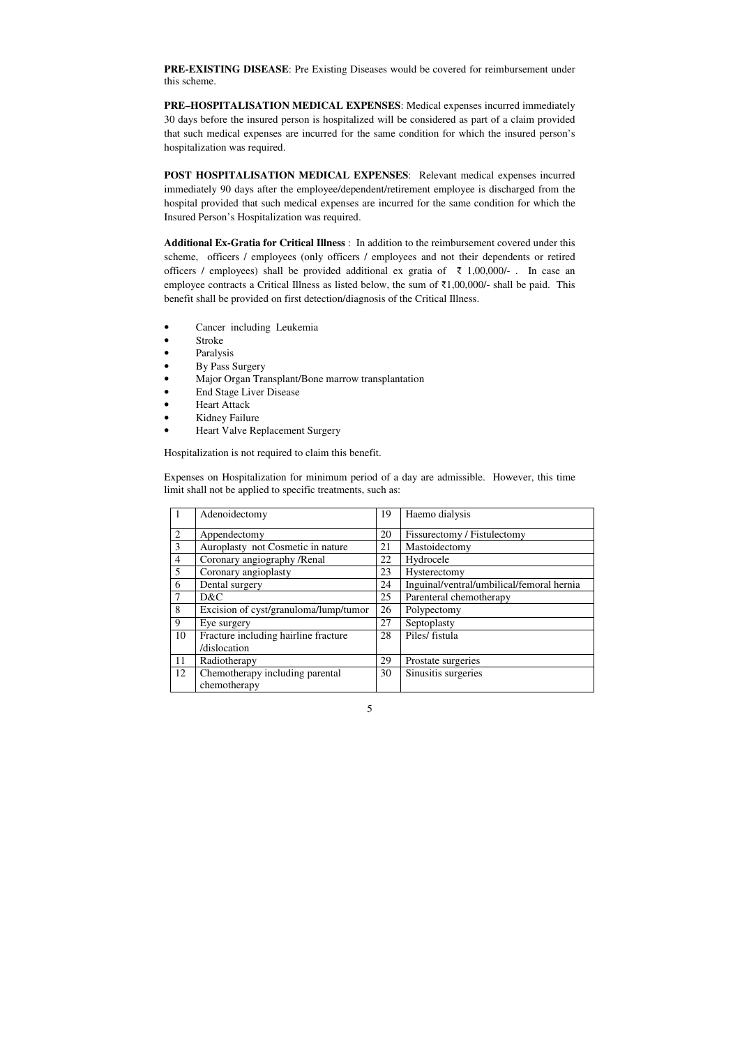**PRE-EXISTING DISEASE**: Pre Existing Diseases would be covered for reimbursement under this scheme.

**PRE–HOSPITALISATION MEDICAL EXPENSES**: Medical expenses incurred immediately 30 days before the insured person is hospitalized will be considered as part of a claim provided that such medical expenses are incurred for the same condition for which the insured person's hospitalization was required.

**POST HOSPITALISATION MEDICAL EXPENSES**: Relevant medical expenses incurred immediately 90 days after the employee/dependent/retirement employee is discharged from the hospital provided that such medical expenses are incurred for the same condition for which the Insured Person's Hospitalization was required.

**Additional Ex-Gratia for Critical Illness** : In addition to the reimbursement covered under this scheme, officers / employees (only officers / employees and not their dependents or retired officers / employees) shall be provided additional ex gratia of ₹ 1,00,000/- . In case an employee contracts a Critical Illness as listed below, the sum of ₹1,00,000/- shall be paid. This benefit shall be provided on first detection/diagnosis of the Critical Illness.

- Cancer including Leukemia
- Stroke
- Paralysis
- By Pass Surgery
- Major Organ Transplant/Bone marrow transplantation
- End Stage Liver Disease
- Heart Attack
- Kidney Failure
- Heart Valve Replacement Surgery

Hospitalization is not required to claim this benefit.

Expenses on Hospitalization for minimum period of a day are admissible. However, this time limit shall not be applied to specific treatments, such as:

| | | | |
|---|---|---|---|
| 1 | Adenoidectomy | 19 | Haemo dialysis |
| 2 | Appendectomy | 20 | Fissurectomy / Fistulectomy |
| 3 | Auroplasty not Cosmetic in nature | 21 | Mastoidectomy |
| 4 | Coronary angiography /Renal | 22 | Hydrocele |
| 5 | Coronary angioplasty | 23 | Hysterectomy |
| 6 | Dental surgery | 24 | Inguinal/ventral/umbilical/femoral hernia |
| 7 | D&C | 25 | Parenteral chemotherapy |
| 8 | Excision of cyst/granuloma/lump/tumor | 26 | Polypectomy |
| 9 | Eye surgery | 27 | Septoplasty |
| 10 | Fracture including hairline fracture /dislocation | 28 | Piles/ fistula |
| 11 | Radiotherapy | 29 | Prostate surgeries |
| 12 | Chemotherapy including parental chemotherapy | 30 | Sinusitis surgeries |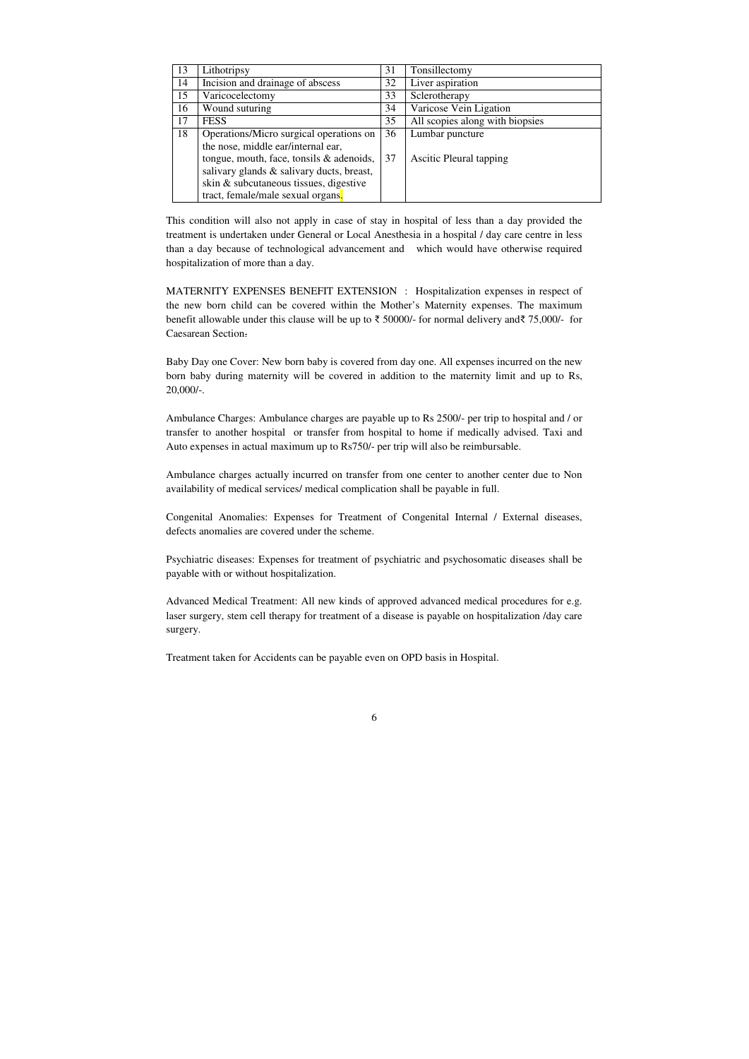| 13 | Lithotripsy | 31 | Tonsillectomy |
|---|---|---|---|
| 14 | Incision and drainage of abscess | 32 | Liver aspiration |
| 15 | Varicocelectomy | 33 | Sclerotherapy |
| 16 | Wound suturing | 34 | Varicose Vein Ligation |
| 17 | FESS | 35 | All scopies along with biopsies |
| 18 | Operations/Micro surgical operations on the nose, middle ear/internal ear, tongue, mouth, face, tonsils & adenoids, salivary glands & salivary ducts, breast, skin & subcutaneous tissues, digestive tract, female/male sexual organs. | 36<br>37 | Lumbar puncture<br>Ascitic Pleural tapping |

This condition will also not apply in case of stay in hospital of less than a day provided the treatment is undertaken under General or Local Anesthesia in a hospital / day care centre in less than a day because of technological advancement and which would have otherwise required hospitalization of more than a day.

MATERNITY EXPENSES BENEFIT EXTENSION : Hospitalization expenses in respect of the new born child can be covered within the Mother's Maternity expenses. The maximum benefit allowable under this clause will be up to ₹ 50000/- for normal delivery and₹ 75,000/- for Caesarean Section.

Baby Day one Cover: New born baby is covered from day one. All expenses incurred on the new born baby during maternity will be covered in addition to the maternity limit and up to Rs, 20,000/-.

Ambulance Charges: Ambulance charges are payable up to Rs 2500/- per trip to hospital and / or transfer to another hospital or transfer from hospital to home if medically advised. Taxi and Auto expenses in actual maximum up to Rs750/- per trip will also be reimbursable.

Ambulance charges actually incurred on transfer from one center to another center due to Non availability of medical services/ medical complication shall be payable in full.

Congenital Anomalies: Expenses for Treatment of Congenital Internal / External diseases, defects anomalies are covered under the scheme.

Psychiatric diseases: Expenses for treatment of psychiatric and psychosomatic diseases shall be payable with or without hospitalization.

Advanced Medical Treatment: All new kinds of approved advanced medical procedures for e.g. laser surgery, stem cell therapy for treatment of a disease is payable on hospitalization /day care surgery.

Treatment taken for Accidents can be payable even on OPD basis in Hospital.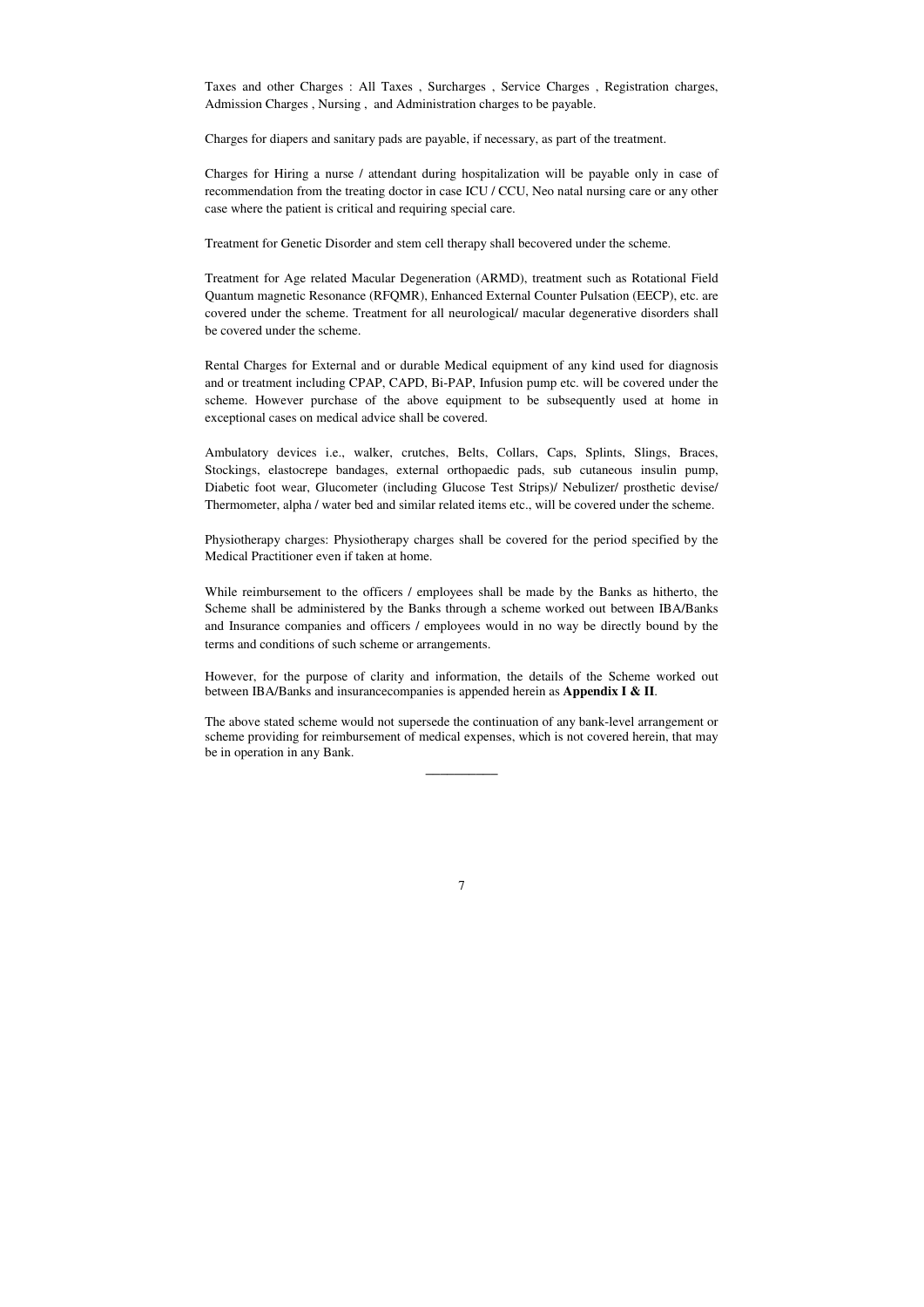Taxes and other Charges : All Taxes , Surcharges , Service Charges , Registration charges, Admission Charges , Nursing , and Administration charges to be payable.

Charges for diapers and sanitary pads are payable, if necessary, as part of the treatment.

Charges for Hiring a nurse / attendant during hospitalization will be payable only in case of recommendation from the treating doctor in case ICU / CCU, Neo natal nursing care or any other case where the patient is critical and requiring special care.

Treatment for Genetic Disorder and stem cell therapy shall becovered under the scheme.

Treatment for Age related Macular Degeneration (ARMD), treatment such as Rotational Field Quantum magnetic Resonance (RFQMR), Enhanced External Counter Pulsation (EECP), etc. are covered under the scheme. Treatment for all neurological/ macular degenerative disorders shall be covered under the scheme.

Rental Charges for External and or durable Medical equipment of any kind used for diagnosis and or treatment including CPAP, CAPD, Bi-PAP, Infusion pump etc. will be covered under the scheme. However purchase of the above equipment to be subsequently used at home in exceptional cases on medical advice shall be covered.

Ambulatory devices i.e., walker, crutches, Belts, Collars, Caps, Splints, Slings, Braces, Stockings, elastocrepe bandages, external orthopaedic pads, sub cutaneous insulin pump, Diabetic foot wear, Glucometer (including Glucose Test Strips)/ Nebulizer/ prosthetic devise/ Thermometer, alpha / water bed and similar related items etc., will be covered under the scheme.

Physiotherapy charges: Physiotherapy charges shall be covered for the period specified by the Medical Practitioner even if taken at home.

While reimbursement to the officers / employees shall be made by the Banks as hitherto, the Scheme shall be administered by the Banks through a scheme worked out between IBA/Banks and Insurance companies and officers / employees would in no way be directly bound by the terms and conditions of such scheme or arrangements.

However, for the purpose of clarity and information, the details of the Scheme worked out between IBA/Banks and insurancecompanies is appended herein as **Appendix I & II**.

The above stated scheme would not supersede the continuation of any bank-level arrangement or scheme providing for reimbursement of medical expenses, which is not covered herein, that may be in operation in any Bank.

---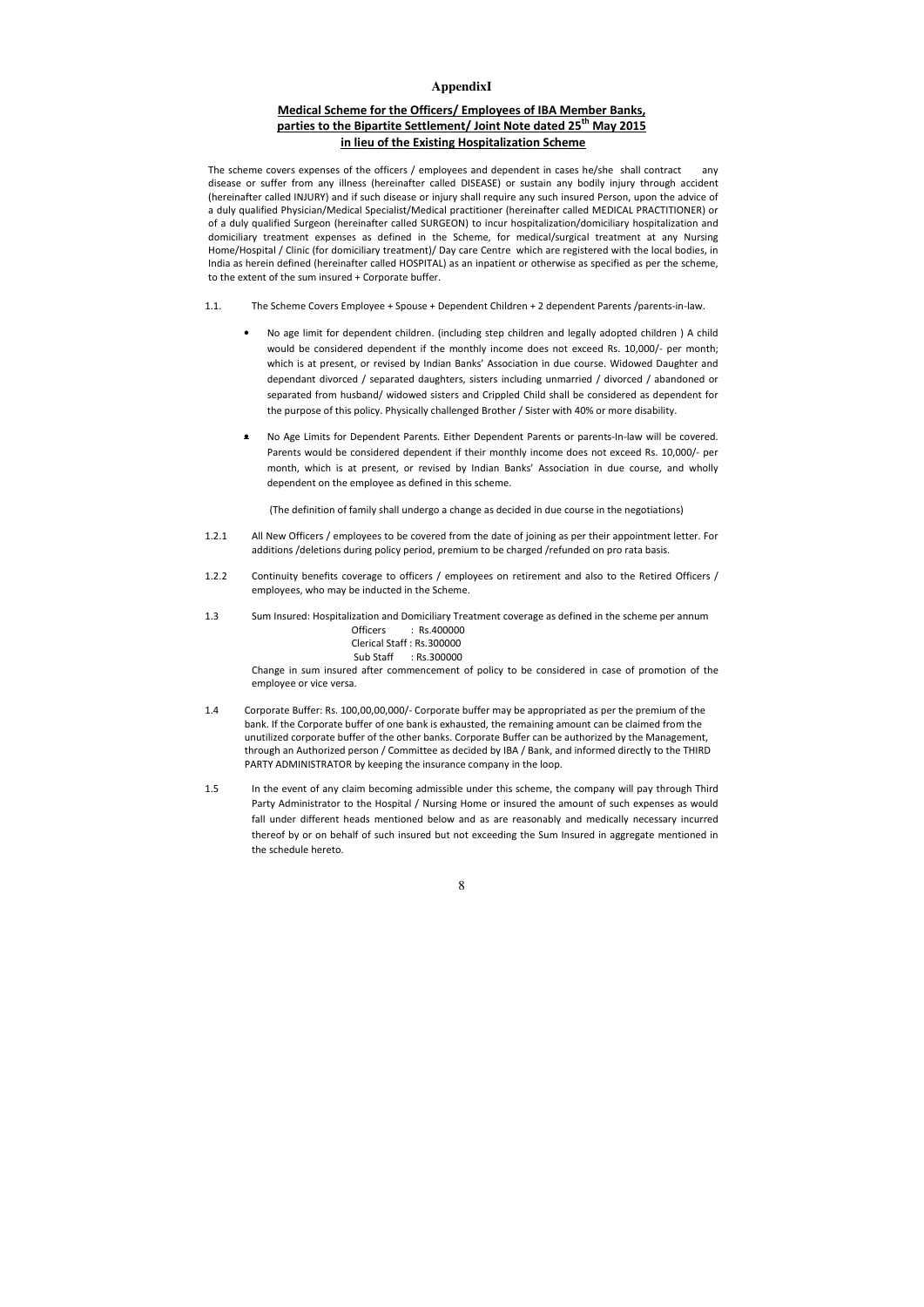# AppendixI

## Medical Scheme for the Officers/ Employees of IBA Member Banks, parties to the Bipartite Settlement/ Joint Note dated 25th May 2015 in lieu of the Existing Hospitalization Scheme

The scheme covers expenses of the officers / employees and dependent in cases he/she shall contract any disease or suffer from any illness (hereinafter called DISEASE) or sustain any bodily injury through accident (hereinafter called INJURY) and if such disease or injury shall require any such insured Person, upon the advice of a duly qualified Physician/Medical Specialist/Medical practitioner (hereinafter called MEDICAL PRACTITIONER) or of a duly qualified Surgeon (hereinafter called SURGEON) to incur hospitalization/domiciliary hospitalization and domiciliary treatment expenses as defined in the Scheme, for medical/surgical treatment at any Nursing Home/Hospital / Clinic (for domiciliary treatment)/ Day care Centre which are registered with the local bodies, in India as herein defined (hereinafter called HOSPITAL) as an inpatient or otherwise as specified as per the scheme, to the extent of the sum insured + Corporate buffer.

1.1. The Scheme Covers Employee + Spouse + Dependent Children + 2 dependent Parents /parents-in-law.

- No age limit for dependent children. (including step children and legally adopted children ) A child would be considered dependent if the monthly income does not exceed Rs. 10,000/- per month; which is at present, or revised by Indian Banks' Association in due course. Widowed Daughter and dependant divorced / separated daughters, sisters including unmarried / divorced / abandoned or separated from husband/ widowed sisters and Crippled Child shall be considered as dependent for the purpose of this policy. Physically challenged Brother / Sister with 40% or more disability.

- No Age Limits for Dependent Parents. Either Dependent Parents or parents-In-law will be covered. Parents would be considered dependent if their monthly income does not exceed Rs. 10,000/- per month, which is at present, or revised by Indian Banks' Association in due course, and wholly dependent on the employee as defined in this scheme.

(The definition of family shall undergo a change as decided in due course in the negotiations)

1.2.1 All New Officers / employees to be covered from the date of joining as per their appointment letter. For additions /deletions during policy period, premium to be charged /refunded on pro rata basis.

1.2.2 Continuity benefits coverage to officers / employees on retirement and also to the Retired Officers / employees, who may be inducted in the Scheme.

1.3 Sum Insured: Hospitalization and Domiciliary Treatment coverage as defined in the scheme per annum

Officers : Rs.400000
Clerical Staff : Rs.300000
Sub Staff : Rs.300000

Change in sum insured after commencement of policy to be considered in case of promotion of the employee or vice versa.

1.4 Corporate Buffer: Rs. 100,00,00,000/- Corporate buffer may be appropriated as per the premium of the bank. If the Corporate buffer of one bank is exhausted, the remaining amount can be claimed from the unutilized corporate buffer of the other banks. Corporate Buffer can be authorized by the Management, through an Authorized person / Committee as decided by IBA / Bank, and informed directly to the THIRD PARTY ADMINISTRATOR by keeping the insurance company in the loop.

1.5 In the event of any claim becoming admissible under this scheme, the company will pay through Third Party Administrator to the Hospital / Nursing Home or insured the amount of such expenses as would fall under different heads mentioned below and as are reasonably and medically necessary incurred thereof by or on behalf of such insured but not exceeding the Sum Insured in aggregate mentioned in the schedule hereto.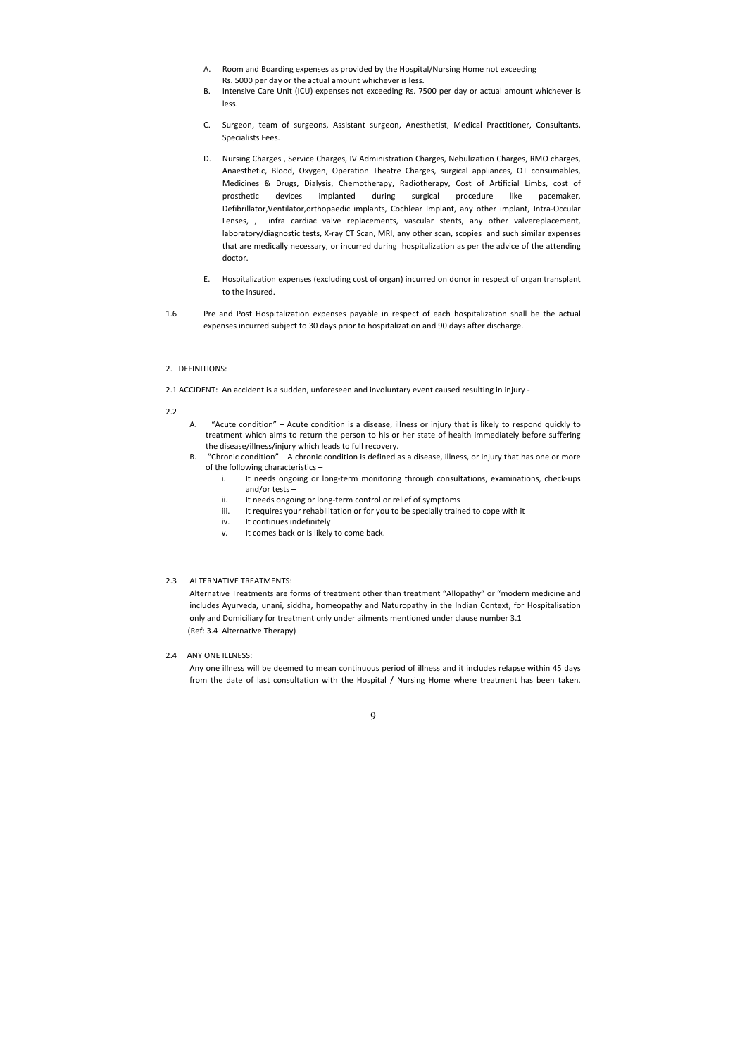A. Room and Boarding expenses as provided by the Hospital/Nursing Home not exceeding Rs. 5000 per day or the actual amount whichever is less.

B. Intensive Care Unit (ICU) expenses not exceeding Rs. 7500 per day or actual amount whichever is less.

C. Surgeon, team of surgeons, Assistant surgeon, Anesthetist, Medical Practitioner, Consultants, Specialists Fees.

D. Nursing Charges , Service Charges, IV Administration Charges, Nebulization Charges, RMO charges, Anaesthetic, Blood, Oxygen, Operation Theatre Charges, surgical appliances, OT consumables, Medicines & Drugs, Dialysis, Chemotherapy, Radiotherapy, Cost of Artificial Limbs, cost of prosthetic devices implanted during surgical procedure like pacemaker, Defibrillator,Ventilator,orthopaedic implants, Cochlear Implant, any other implant, Intra-Occular Lenses, , infra cardiac valve replacements, vascular stents, any other valvereplacement, laboratory/diagnostic tests, X-ray CT Scan, MRI, any other scan, scopies and such similar expenses that are medically necessary, or incurred during hospitalization as per the advice of the attending doctor.

E. Hospitalization expenses (excluding cost of organ) incurred on donor in respect of organ transplant to the insured.

1.6 Pre and Post Hospitalization expenses payable in respect of each hospitalization shall be the actual expenses incurred subject to 30 days prior to hospitalization and 90 days after discharge.

## 2. DEFINITIONS:

2.1 ACCIDENT: An accident is a sudden, unforeseen and involuntary event caused resulting in injury -

2.2

A. "Acute condition" – Acute condition is a disease, illness or injury that is likely to respond quickly to treatment which aims to return the person to his or her state of health immediately before suffering the disease/illness/injury which leads to full recovery.

B. "Chronic condition" – A chronic condition is defined as a disease, illness, or injury that has one or more of the following characteristics –

   i. It needs ongoing or long-term monitoring through consultations, examinations, check-ups and/or tests –
   ii. It needs ongoing or long-term control or relief of symptoms
   iii. It requires your rehabilitation or for you to be specially trained to cope with it
   iv. It continues indefinitely
   v. It comes back or is likely to come back.

2.3 ALTERNATIVE TREATMENTS:

Alternative Treatments are forms of treatment other than treatment "Allopathy" or "modern medicine and includes Ayurveda, unani, siddha, homeopathy and Naturopathy in the Indian Context, for Hospitalisation only and Domiciliary for treatment only under ailments mentioned under clause number 3.1
(Ref: 3.4 Alternative Therapy)

2.4 ANY ONE ILLNESS:

Any one illness will be deemed to mean continuous period of illness and it includes relapse within 45 days from the date of last consultation with the Hospital / Nursing Home where treatment has been taken.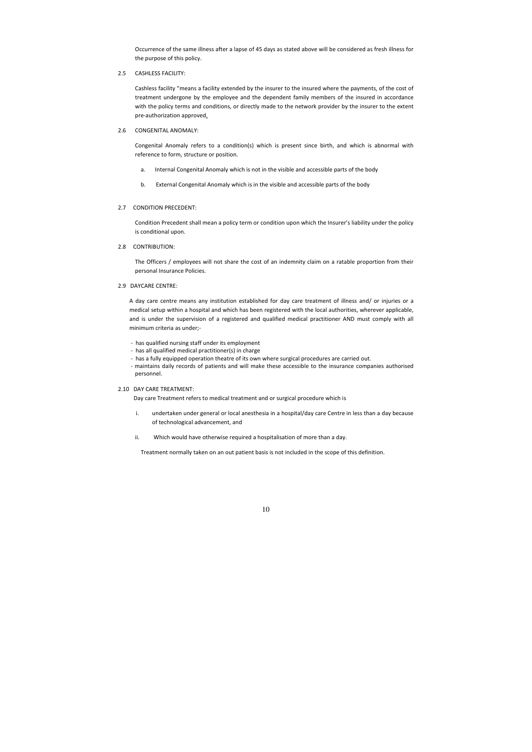Occurrence of the same illness after a lapse of 45 days as stated above will be considered as fresh illness for the purpose of this policy.

### 2.5 CASHLESS FACILITY:

Cashless facility "means a facility extended by the insurer to the insured where the payments, of the cost of treatment undergone by the employee and the dependent family members of the insured in accordance with the policy terms and conditions, or directly made to the network provider by the insurer to the extent pre-authorization approved.

### 2.6 CONGENITAL ANOMALY:

Congenital Anomaly refers to a condition(s) which is present since birth, and which is abnormal with reference to form, structure or position.

a. Internal Congenital Anomaly which is not in the visible and accessible parts of the body

b. External Congenital Anomaly which is in the visible and accessible parts of the body

### 2.7 CONDITION PRECEDENT:

Condition Precedent shall mean a policy term or condition upon which the Insurer's liability under the policy is conditional upon.

### 2.8 CONTRIBUTION:

The Officers / employees will not share the cost of an indemnity claim on a ratable proportion from their personal Insurance Policies.

### 2.9 DAYCARE CENTRE:

A day care centre means any institution established for day care treatment of illness and/ or injuries or a medical setup within a hospital and which has been registered with the local authorities, wherever applicable, and is under the supervision of a registered and qualified medical practitioner AND must comply with all minimum criteria as under;-

- has qualified nursing staff under its employment
- has all qualified medical practitioner(s) in charge
- has a fully equipped operation theatre of its own where surgical procedures are carried out.
- maintains daily records of patients and will make these accessible to the insurance companies authorised personnel.

### 2.10 DAY CARE TREATMENT:

Day care Treatment refers to medical treatment and or surgical procedure which is

i. undertaken under general or local anesthesia in a hospital/day care Centre in less than a day because of technological advancement, and

ii. Which would have otherwise required a hospitalisation of more than a day.

Treatment normally taken on an out patient basis is not included in the scope of this definition.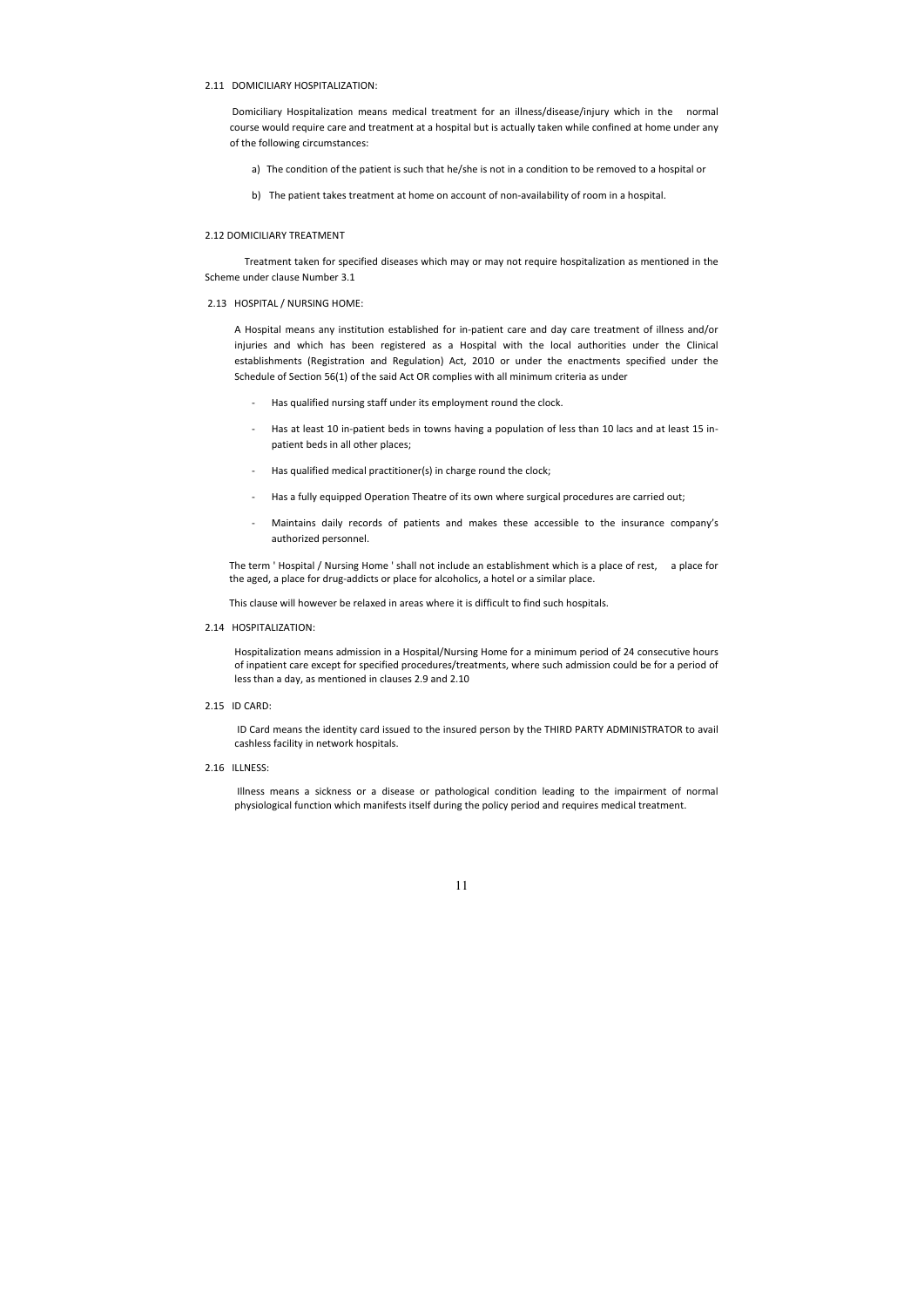### 2.11 DOMICILIARY HOSPITALIZATION:

Domiciliary Hospitalization means medical treatment for an illness/disease/injury which in the normal course would require care and treatment at a hospital but is actually taken while confined at home under any of the following circumstances:

a) The condition of the patient is such that he/she is not in a condition to be removed to a hospital or

b) The patient takes treatment at home on account of non-availability of room in a hospital.

### 2.12 DOMICILIARY TREATMENT

Treatment taken for specified diseases which may or may not require hospitalization as mentioned in the Scheme under clause Number 3.1

### 2.13 HOSPITAL / NURSING HOME:

A Hospital means any institution established for in-patient care and day care treatment of illness and/or injuries and which has been registered as a Hospital with the local authorities under the Clinical establishments (Registration and Regulation) Act, 2010 or under the enactments specified under the Schedule of Section 56(1) of the said Act OR complies with all minimum criteria as under

- Has qualified nursing staff under its employment round the clock.
- Has at least 10 in-patient beds in towns having a population of less than 10 lacs and at least 15 in-patient beds in all other places;
- Has qualified medical practitioner(s) in charge round the clock;
- Has a fully equipped Operation Theatre of its own where surgical procedures are carried out;
- Maintains daily records of patients and makes these accessible to the insurance company's authorized personnel.

The term ' Hospital / Nursing Home ' shall not include an establishment which is a place of rest, a place for the aged, a place for drug-addicts or place for alcoholics, a hotel or a similar place.

This clause will however be relaxed in areas where it is difficult to find such hospitals.

### 2.14 HOSPITALIZATION:

Hospitalization means admission in a Hospital/Nursing Home for a minimum period of 24 consecutive hours of inpatient care except for specified procedures/treatments, where such admission could be for a period of less than a day, as mentioned in clauses 2.9 and 2.10

### 2.15 ID CARD:

ID Card means the identity card issued to the insured person by the THIRD PARTY ADMINISTRATOR to avail cashless facility in network hospitals.

### 2.16 ILLNESS:

Illness means a sickness or a disease or pathological condition leading to the impairment of normal physiological function which manifests itself during the policy period and requires medical treatment.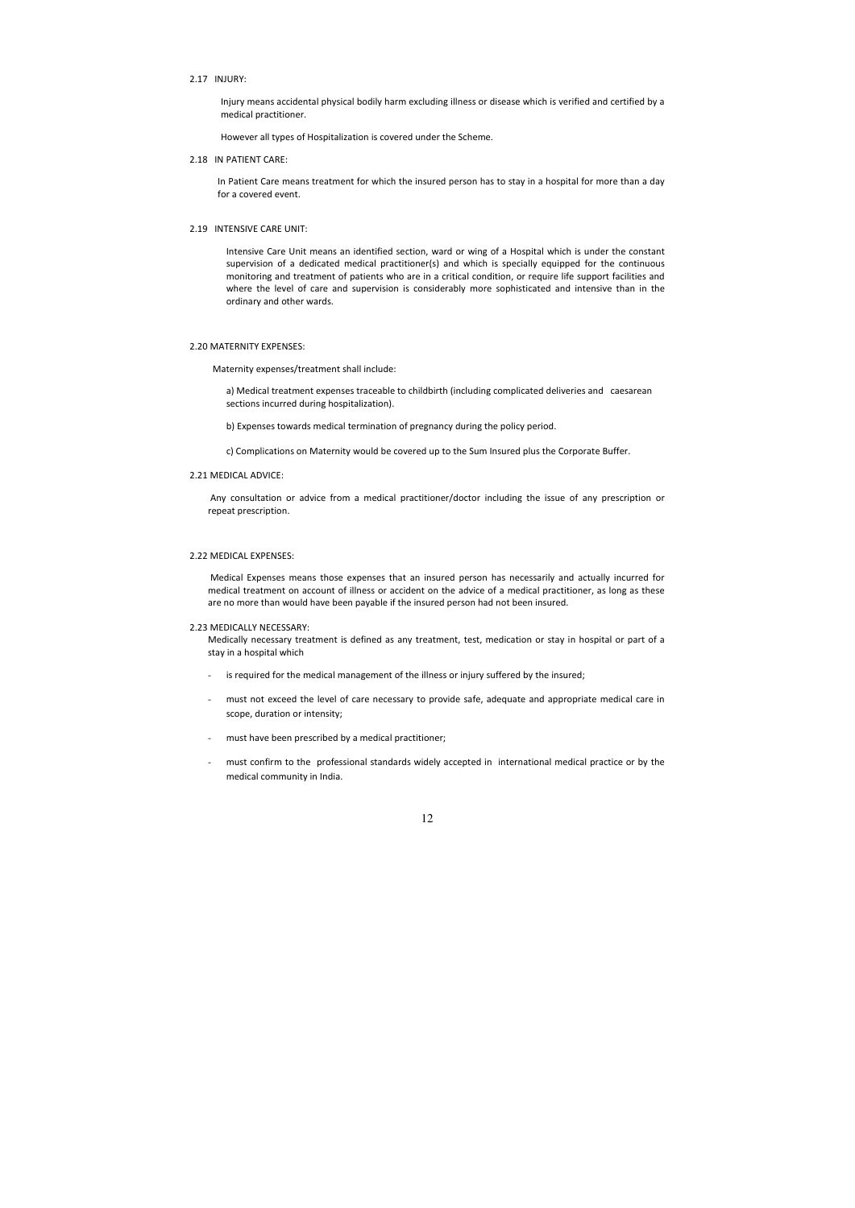2.17 INJURY:

Injury means accidental physical bodily harm excluding illness or disease which is verified and certified by a medical practitioner.

However all types of Hospitalization is covered under the Scheme.

2.18 IN PATIENT CARE:

In Patient Care means treatment for which the insured person has to stay in a hospital for more than a day for a covered event.

2.19 INTENSIVE CARE UNIT:

Intensive Care Unit means an identified section, ward or wing of a Hospital which is under the constant supervision of a dedicated medical practitioner(s) and which is specially equipped for the continuous monitoring and treatment of patients who are in a critical condition, or require life support facilities and where the level of care and supervision is considerably more sophisticated and intensive than in the ordinary and other wards.

2.20 MATERNITY EXPENSES:

Maternity expenses/treatment shall include:

a) Medical treatment expenses traceable to childbirth (including complicated deliveries and caesarean sections incurred during hospitalization).

b) Expenses towards medical termination of pregnancy during the policy period.

c) Complications on Maternity would be covered up to the Sum Insured plus the Corporate Buffer.

2.21 MEDICAL ADVICE:

Any consultation or advice from a medical practitioner/doctor including the issue of any prescription or repeat prescription.

2.22 MEDICAL EXPENSES:

Medical Expenses means those expenses that an insured person has necessarily and actually incurred for medical treatment on account of illness or accident on the advice of a medical practitioner, as long as these are no more than would have been payable if the insured person had not been insured.

2.23 MEDICALLY NECESSARY:

Medically necessary treatment is defined as any treatment, test, medication or stay in hospital or part of a stay in a hospital which

- is required for the medical management of the illness or injury suffered by the insured;
- must not exceed the level of care necessary to provide safe, adequate and appropriate medical care in scope, duration or intensity;
- must have been prescribed by a medical practitioner;
- must confirm to the professional standards widely accepted in international medical practice or by the medical community in India.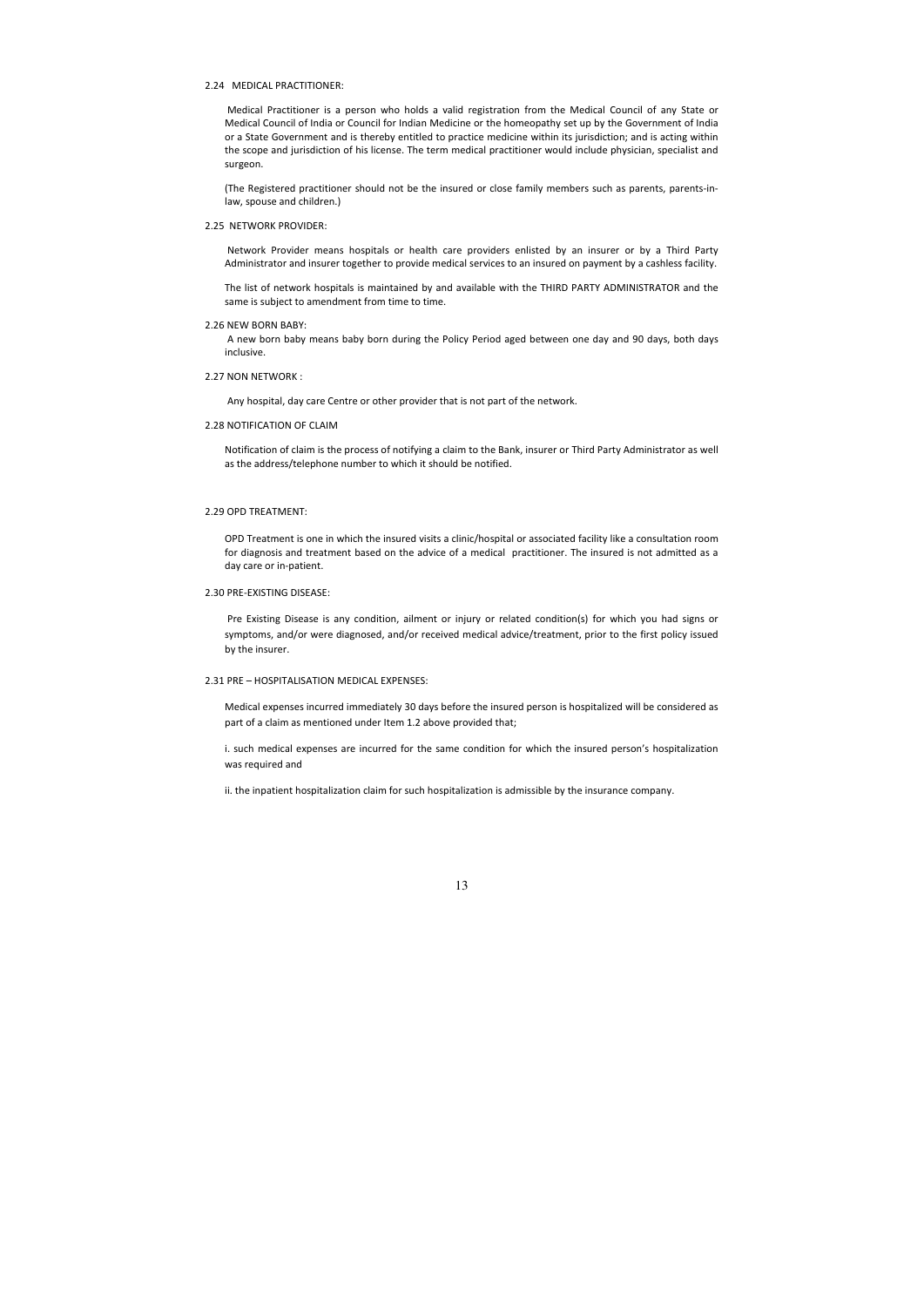### 2.24 MEDICAL PRACTITIONER:

Medical Practitioner is a person who holds a valid registration from the Medical Council of any State or Medical Council of India or Council for Indian Medicine or the homeopathy set up by the Government of India or a State Government and is thereby entitled to practice medicine within its jurisdiction; and is acting within the scope and jurisdiction of his license. The term medical practitioner would include physician, specialist and surgeon.

(The Registered practitioner should not be the insured or close family members such as parents, parents-in-law, spouse and children.)

### 2.25 NETWORK PROVIDER:

Network Provider means hospitals or health care providers enlisted by an insurer or by a Third Party Administrator and insurer together to provide medical services to an insured on payment by a cashless facility.

The list of network hospitals is maintained by and available with the THIRD PARTY ADMINISTRATOR and the same is subject to amendment from time to time.

### 2.26 NEW BORN BABY:

A new born baby means baby born during the Policy Period aged between one day and 90 days, both days inclusive.

### 2.27 NON NETWORK :

Any hospital, day care Centre or other provider that is not part of the network.

### 2.28 NOTIFICATION OF CLAIM

Notification of claim is the process of notifying a claim to the Bank, insurer or Third Party Administrator as well as the address/telephone number to which it should be notified.

### 2.29 OPD TREATMENT:

OPD Treatment is one in which the insured visits a clinic/hospital or associated facility like a consultation room for diagnosis and treatment based on the advice of a medical practitioner. The insured is not admitted as a day care or in-patient.

### 2.30 PRE-EXISTING DISEASE:

Pre Existing Disease is any condition, ailment or injury or related condition(s) for which you had signs or symptoms, and/or were diagnosed, and/or received medical advice/treatment, prior to the first policy issued by the insurer.

### 2.31 PRE – HOSPITALISATION MEDICAL EXPENSES:

Medical expenses incurred immediately 30 days before the insured person is hospitalized will be considered as part of a claim as mentioned under Item 1.2 above provided that;

i. such medical expenses are incurred for the same condition for which the insured person's hospitalization was required and

ii. the inpatient hospitalization claim for such hospitalization is admissible by the insurance company.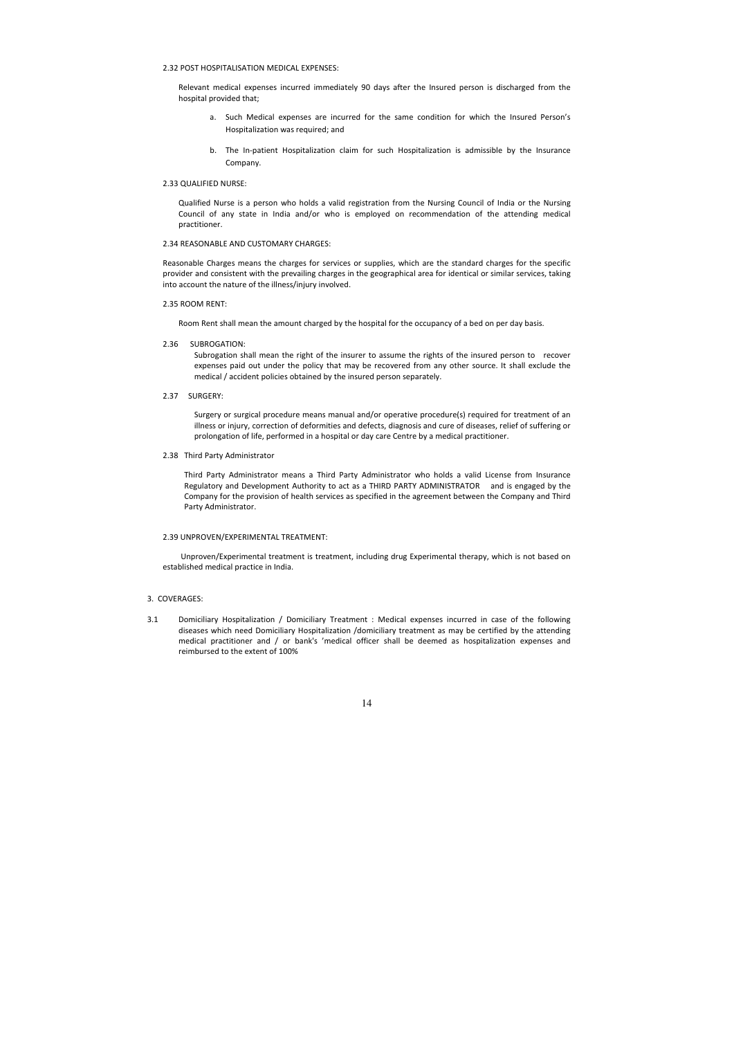2.32 POST HOSPITALISATION MEDICAL EXPENSES:

Relevant medical expenses incurred immediately 90 days after the Insured person is discharged from the hospital provided that;

a. Such Medical expenses are incurred for the same condition for which the Insured Person's Hospitalization was required; and

b. The In-patient Hospitalization claim for such Hospitalization is admissible by the Insurance Company.

2.33 QUALIFIED NURSE:

Qualified Nurse is a person who holds a valid registration from the Nursing Council of India or the Nursing Council of any state in India and/or who is employed on recommendation of the attending medical practitioner.

2.34 REASONABLE AND CUSTOMARY CHARGES:

Reasonable Charges means the charges for services or supplies, which are the standard charges for the specific provider and consistent with the prevailing charges in the geographical area for identical or similar services, taking into account the nature of the illness/injury involved.

2.35 ROOM RENT:

Room Rent shall mean the amount charged by the hospital for the occupancy of a bed on per day basis.

2.36 SUBROGATION:

Subrogation shall mean the right of the insurer to assume the rights of the insured person to recover expenses paid out under the policy that may be recovered from any other source. It shall exclude the medical / accident policies obtained by the insured person separately.

2.37 SURGERY:

Surgery or surgical procedure means manual and/or operative procedure(s) required for treatment of an illness or injury, correction of deformities and defects, diagnosis and cure of diseases, relief of suffering or prolongation of life, performed in a hospital or day care Centre by a medical practitioner.

2.38 Third Party Administrator

Third Party Administrator means a Third Party Administrator who holds a valid License from Insurance Regulatory and Development Authority to act as a THIRD PARTY ADMINISTRATOR and is engaged by the Company for the provision of health services as specified in the agreement between the Company and Third Party Administrator.

2.39 UNPROVEN/EXPERIMENTAL TREATMENT:

Unproven/Experimental treatment is treatment, including drug Experimental therapy, which is not based on established medical practice in India.

3. COVERAGES:

3.1 Domiciliary Hospitalization / Domiciliary Treatment : Medical expenses incurred in case of the following diseases which need Domiciliary Hospitalization /domiciliary treatment as may be certified by the attending medical practitioner and / or bank's 'medical officer shall be deemed as hospitalization expenses and reimbursed to the extent of 100%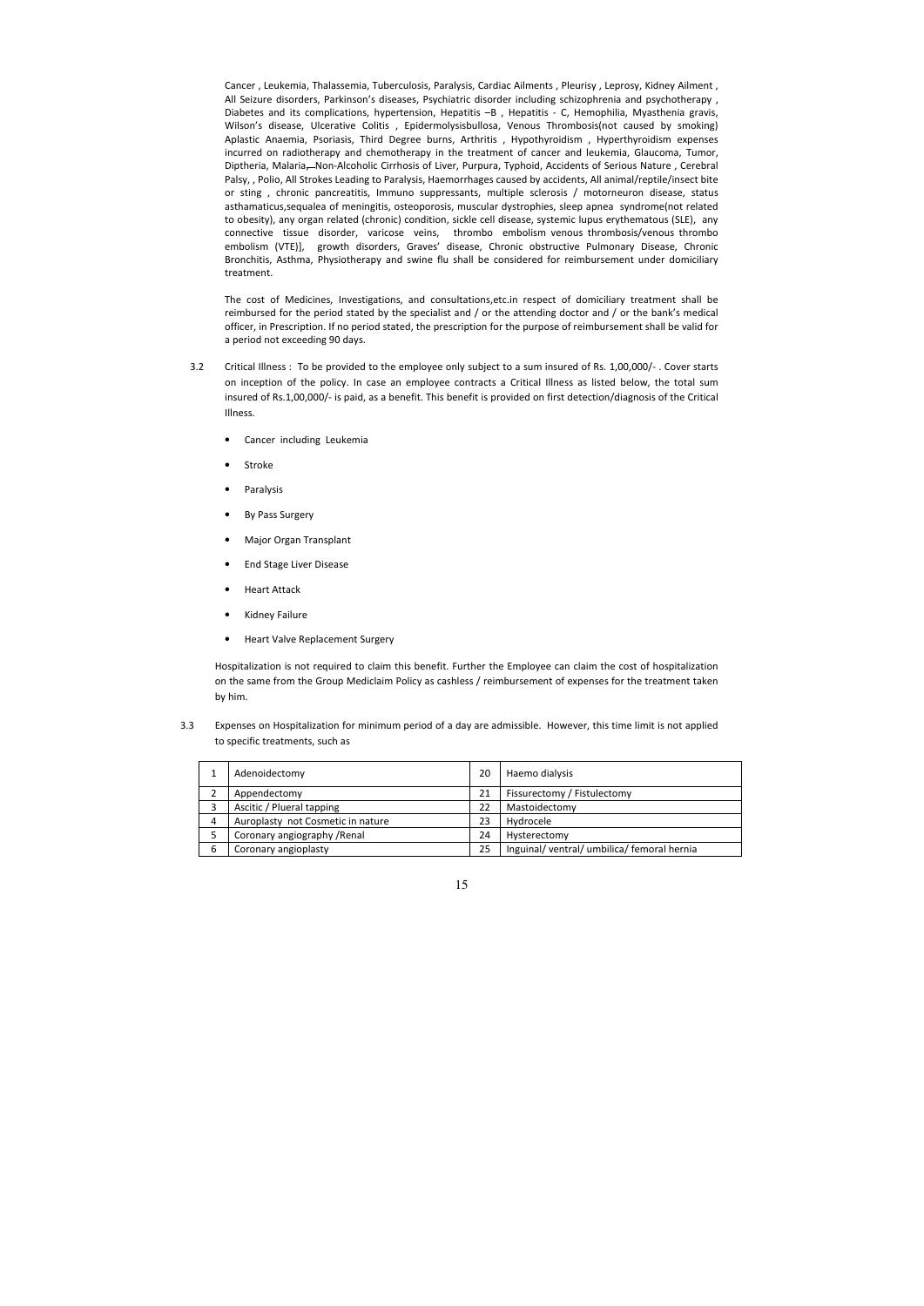Cancer , Leukemia, Thalassemia, Tuberculosis, Paralysis, Cardiac Ailments , Pleurisy , Leprosy, Kidney Ailment , All Seizure disorders, Parkinson's diseases, Psychiatric disorder including schizophrenia and psychotherapy , Diabetes and its complications, hypertension, Hepatitis –B , Hepatitis - C, Hemophilia, Myasthenia gravis, Wilson's disease, Ulcerative Colitis , Epidermolysisbullosa, Venous Thrombosis(not caused by smoking) Aplastic Anaemia, Psoriasis, Third Degree burns, Arthritis , Hypothyroidism , Hyperthyroidism expenses incurred on radiotherapy and chemotherapy in the treatment of cancer and leukemia, Glaucoma, Tumor, Diptheria, Malaria, Non-Alcoholic Cirrhosis of Liver, Purpura, Typhoid, Accidents of Serious Nature , Cerebral Palsy, , Polio, All Strokes Leading to Paralysis, Haemorrhages caused by accidents, All animal/reptile/insect bite or sting , chronic pancreatitis, Immuno suppressants, multiple sclerosis / motorneuron disease, status asthamaticus,sequalea of meningitis, osteoporosis, muscular dystrophies, sleep apnea syndrome(not related to obesity), any organ related (chronic) condition, sickle cell disease, systemic lupus erythematous (SLE), any connective tissue disorder, varicose veins, thrombo embolism venous thrombosis/venous thrombo embolism (VTE)], growth disorders, Graves' disease, Chronic obstructive Pulmonary Disease, Chronic Bronchitis, Asthma, Physiotherapy and swine flu shall be considered for reimbursement under domiciliary treatment.

The cost of Medicines, Investigations, and consultations,etc.in respect of domiciliary treatment shall be reimbursed for the period stated by the specialist and / or the attending doctor and / or the bank's medical officer, in Prescription. If no period stated, the prescription for the purpose of reimbursement shall be valid for a period not exceeding 90 days.

3.2 Critical Illness : To be provided to the employee only subject to a sum insured of Rs. 1,00,000/- . Cover starts on inception of the policy. In case an employee contracts a Critical Illness as listed below, the total sum insured of Rs.1,00,000/- is paid, as a benefit. This benefit is provided on first detection/diagnosis of the Critical Illness.

- Cancer including Leukemia
- Stroke
- Paralysis
- By Pass Surgery
- Major Organ Transplant
- End Stage Liver Disease
- Heart Attack
- Kidney Failure
- Heart Valve Replacement Surgery

Hospitalization is not required to claim this benefit. Further the Employee can claim the cost of hospitalization on the same from the Group Mediclaim Policy as cashless / reimbursement of expenses for the treatment taken by him.

3.3 Expenses on Hospitalization for minimum period of a day are admissible. However, this time limit is not applied to specific treatments, such as

| | | | |
|---|---|---|---|
| 1 | Adenoidectomy | 20 | Haemo dialysis |
| 2 | Appendectomy | 21 | Fissurectomy / Fistulectomy |
| 3 | Ascitic / Plueral tapping | 22 | Mastoidectomy |
| 4 | Auroplasty not Cosmetic in nature | 23 | Hydrocele |
| 5 | Coronary angiography /Renal | 24 | Hysterectomy |
| 6 | Coronary angioplasty | 25 | Inguinal/ ventral/ umbilica/ femoral hernia |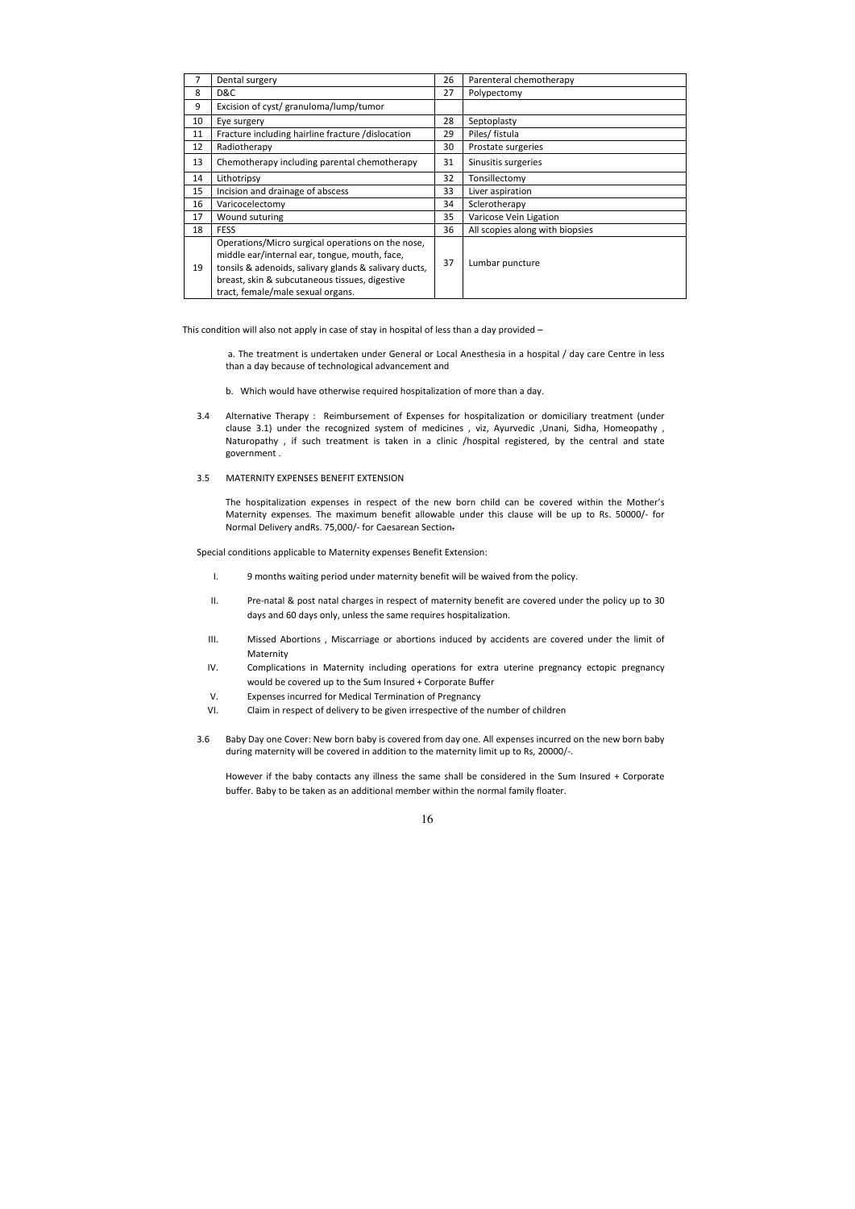| 7 | Dental surgery | 26 | Parenteral chemotherapy |
|---|---|---|---|
| 8 | D&C | 27 | Polypectomy |
| 9 | Excision of cyst/ granuloma/lump/tumor | | |
| 10 | Eye surgery | 28 | Septoplasty |
| 11 | Fracture including hairline fracture /dislocation | 29 | Piles/ fistula |
| 12 | Radiotherapy | 30 | Prostate surgeries |
| 13 | Chemotherapy including parental chemotherapy | 31 | Sinusitis surgeries |
| 14 | Lithotripsy | 32 | Tonsillectomy |
| 15 | Incision and drainage of abscess | 33 | Liver aspiration |
| 16 | Varicocelectomy | 34 | Sclerotherapy |
| 17 | Wound suturing | 35 | Varicose Vein Ligation |
| 18 | FESS | 36 | All scopies along with biopsies |
| 19 | Operations/Micro surgical operations on the nose, middle ear/internal ear, tongue, mouth, face, tonsils & adenoids, salivary glands & salivary ducts, breast, skin & subcutaneous tissues, digestive tract, female/male sexual organs. | 37 | Lumbar puncture |

This condition will also not apply in case of stay in hospital of less than a day provided –

a. The treatment is undertaken under General or Local Anesthesia in a hospital / day care Centre in less than a day because of technological advancement and

b. Which would have otherwise required hospitalization of more than a day.

3.4 Alternative Therapy : Reimbursement of Expenses for hospitalization or domiciliary treatment (under clause 3.1) under the recognized system of medicines , viz, Ayurvedic ,Unani, Sidha, Homeopathy , Naturopathy , if such treatment is taken in a clinic /hospital registered, by the central and state government .

3.5 MATERNITY EXPENSES BENEFIT EXTENSION

The hospitalization expenses in respect of the new born child can be covered within the Mother's Maternity expenses. The maximum benefit allowable under this clause will be up to Rs. 50000/- for Normal Delivery andRs. 75,000/- for Caesarean Section.

Special conditions applicable to Maternity expenses Benefit Extension:

I. 9 months waiting period under maternity benefit will be waived from the policy.

II. Pre-natal & post natal charges in respect of maternity benefit are covered under the policy up to 30 days and 60 days only, unless the same requires hospitalization.

III. Missed Abortions , Miscarriage or abortions induced by accidents are covered under the limit of Maternity

IV. Complications in Maternity including operations for extra uterine pregnancy ectopic pregnancy would be covered up to the Sum Insured + Corporate Buffer

V. Expenses incurred for Medical Termination of Pregnancy

VI. Claim in respect of delivery to be given irrespective of the number of children

3.6 Baby Day one Cover: New born baby is covered from day one. All expenses incurred on the new born baby during maternity will be covered in addition to the maternity limit up to Rs, 20000/-.

However if the baby contacts any illness the same shall be considered in the Sum Insured + Corporate buffer. Baby to be taken as an additional member within the normal family floater.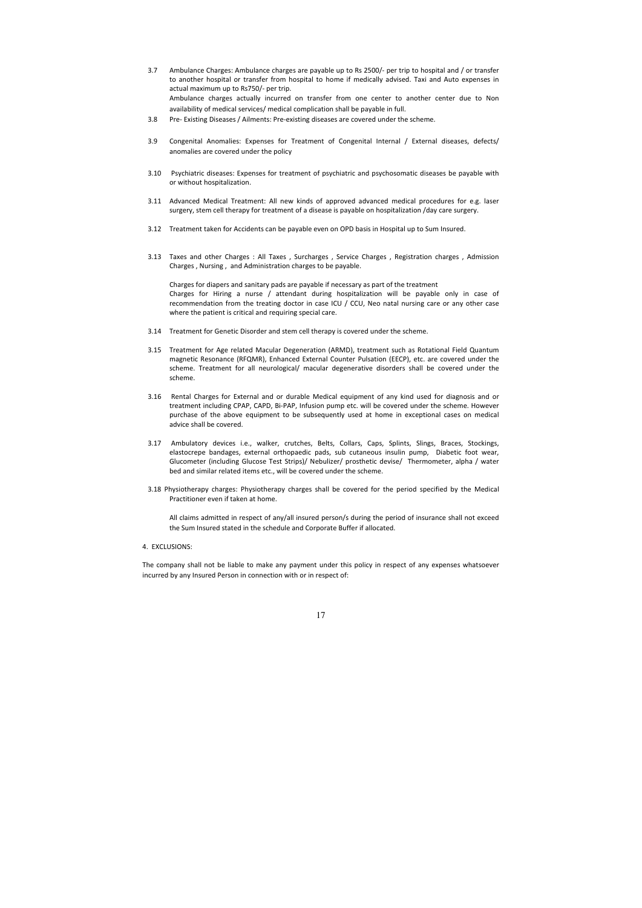3.7 Ambulance Charges: Ambulance charges are payable up to Rs 2500/- per trip to hospital and / or transfer to another hospital or transfer from hospital to home if medically advised. Taxi and Auto expenses in actual maximum up to Rs750/- per trip.
Ambulance charges actually incurred on transfer from one center to another center due to Non availability of medical services/ medical complication shall be payable in full.

3.8 Pre- Existing Diseases / Ailments: Pre-existing diseases are covered under the scheme.

3.9 Congenital Anomalies: Expenses for Treatment of Congenital Internal / External diseases, defects/ anomalies are covered under the policy

3.10 Psychiatric diseases: Expenses for treatment of psychiatric and psychosomatic diseases be payable with or without hospitalization.

3.11 Advanced Medical Treatment: All new kinds of approved advanced medical procedures for e.g. laser surgery, stem cell therapy for treatment of a disease is payable on hospitalization /day care surgery.

3.12 Treatment taken for Accidents can be payable even on OPD basis in Hospital up to Sum Insured.

3.13 Taxes and other Charges : All Taxes , Surcharges , Service Charges , Registration charges , Admission Charges , Nursing , and Administration charges to be payable.

Charges for diapers and sanitary pads are payable if necessary as part of the treatment
Charges for Hiring a nurse / attendant during hospitalization will be payable only in case of recommendation from the treating doctor in case ICU / CCU, Neo natal nursing care or any other case where the patient is critical and requiring special care.

3.14 Treatment for Genetic Disorder and stem cell therapy is covered under the scheme.

3.15 Treatment for Age related Macular Degeneration (ARMD), treatment such as Rotational Field Quantum magnetic Resonance (RFQMR), Enhanced External Counter Pulsation (EECP), etc. are covered under the scheme. Treatment for all neurological/ macular degenerative disorders shall be covered under the scheme.

3.16 Rental Charges for External and or durable Medical equipment of any kind used for diagnosis and or treatment including CPAP, CAPD, Bi-PAP, Infusion pump etc. will be covered under the scheme. However purchase of the above equipment to be subsequently used at home in exceptional cases on medical advice shall be covered.

3.17 Ambulatory devices i.e., walker, crutches, Belts, Collars, Caps, Splints, Slings, Braces, Stockings, elastocrepe bandages, external orthopaedic pads, sub cutaneous insulin pump, Diabetic foot wear, Glucometer (including Glucose Test Strips)/ Nebulizer/ prosthetic devise/ Thermometer, alpha / water bed and similar related items etc., will be covered under the scheme.

3.18 Physiotherapy charges: Physiotherapy charges shall be covered for the period specified by the Medical Practitioner even if taken at home.

All claims admitted in respect of any/all insured person/s during the period of insurance shall not exceed the Sum Insured stated in the schedule and Corporate Buffer if allocated.

4. EXCLUSIONS:

The company shall not be liable to make any payment under this policy in respect of any expenses whatsoever incurred by any Insured Person in connection with or in respect of: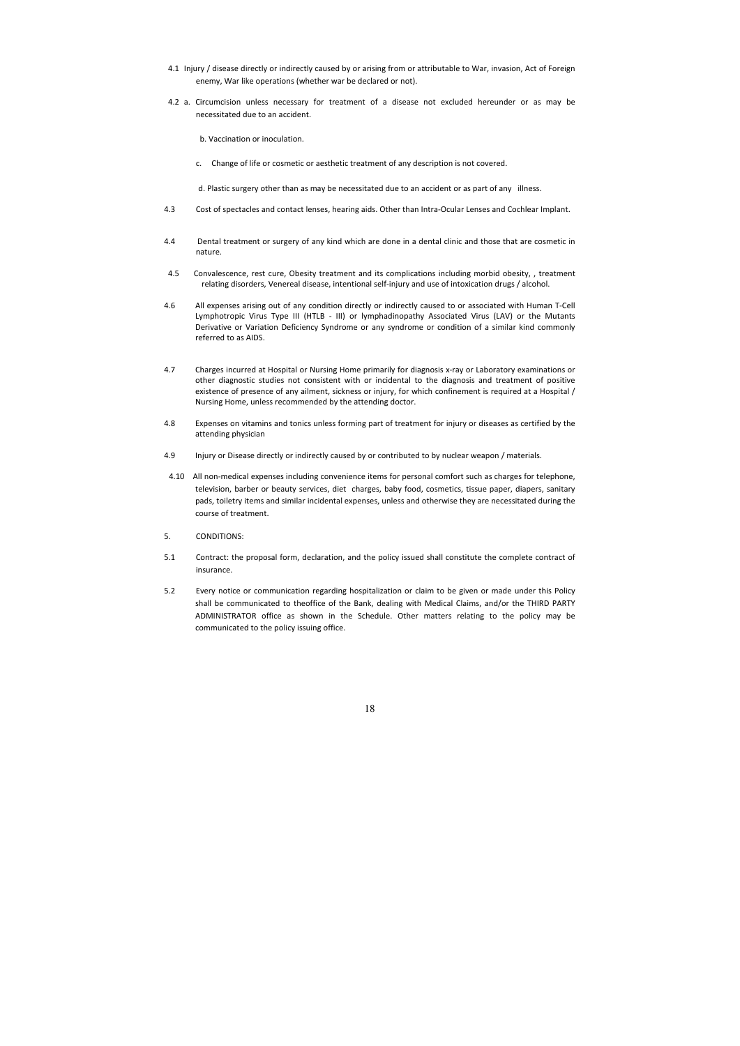4.1 Injury / disease directly or indirectly caused by or arising from or attributable to War, invasion, Act of Foreign enemy, War like operations (whether war be declared or not).

4.2 a. Circumcision unless necessary for treatment of a disease not excluded hereunder or as may be necessitated due to an accident.

b. Vaccination or inoculation.

c. Change of life or cosmetic or aesthetic treatment of any description is not covered.

d. Plastic surgery other than as may be necessitated due to an accident or as part of any illness.

4.3 Cost of spectacles and contact lenses, hearing aids. Other than Intra-Ocular Lenses and Cochlear Implant.

4.4 Dental treatment or surgery of any kind which are done in a dental clinic and those that are cosmetic in nature.

4.5 Convalescence, rest cure, Obesity treatment and its complications including morbid obesity, , treatment relating disorders, Venereal disease, intentional self-injury and use of intoxication drugs / alcohol.

4.6 All expenses arising out of any condition directly or indirectly caused to or associated with Human T-Cell Lymphotropic Virus Type III (HTLB - III) or lymphadinopathy Associated Virus (LAV) or the Mutants Derivative or Variation Deficiency Syndrome or any syndrome or condition of a similar kind commonly referred to as AIDS.

4.7 Charges incurred at Hospital or Nursing Home primarily for diagnosis x-ray or Laboratory examinations or other diagnostic studies not consistent with or incidental to the diagnosis and treatment of positive existence of presence of any ailment, sickness or injury, for which confinement is required at a Hospital / Nursing Home, unless recommended by the attending doctor.

4.8 Expenses on vitamins and tonics unless forming part of treatment for injury or diseases as certified by the attending physician

4.9 Injury or Disease directly or indirectly caused by or contributed to by nuclear weapon / materials.

4.10 All non-medical expenses including convenience items for personal comfort such as charges for telephone, television, barber or beauty services, diet charges, baby food, cosmetics, tissue paper, diapers, sanitary pads, toiletry items and similar incidental expenses, unless and otherwise they are necessitated during the course of treatment.

5. CONDITIONS:

5.1 Contract: the proposal form, declaration, and the policy issued shall constitute the complete contract of insurance.

5.2 Every notice or communication regarding hospitalization or claim to be given or made under this Policy shall be communicated to theoffice of the Bank, dealing with Medical Claims, and/or the THIRD PARTY ADMINISTRATOR office as shown in the Schedule. Other matters relating to the policy may be communicated to the policy issuing office.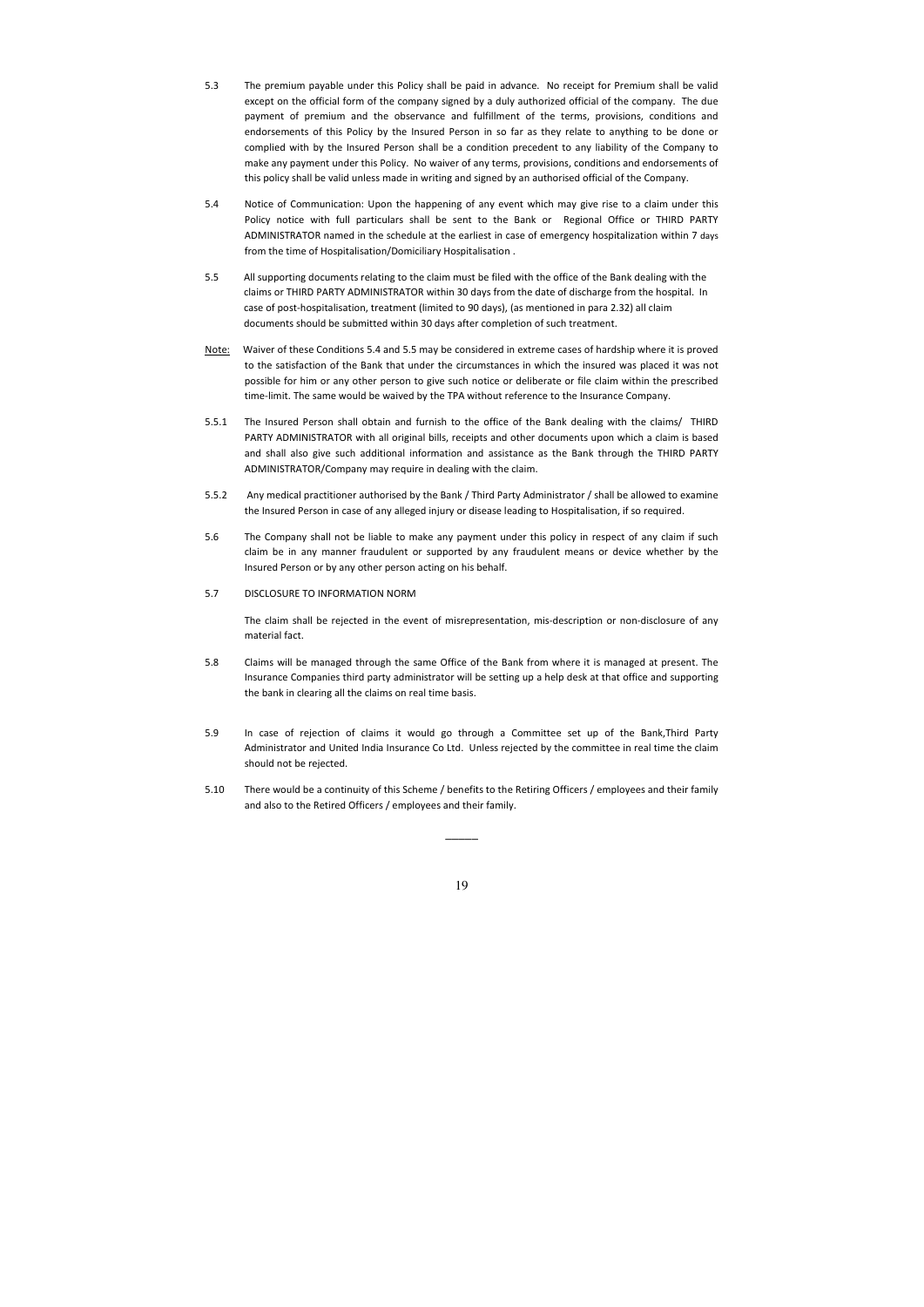5.3 The premium payable under this Policy shall be paid in advance. No receipt for Premium shall be valid except on the official form of the company signed by a duly authorized official of the company. The due payment of premium and the observance and fulfillment of the terms, provisions, conditions and endorsements of this Policy by the Insured Person in so far as they relate to anything to be done or complied with by the Insured Person shall be a condition precedent to any liability of the Company to make any payment under this Policy. No waiver of any terms, provisions, conditions and endorsements of this policy shall be valid unless made in writing and signed by an authorised official of the Company.

5.4 Notice of Communication: Upon the happening of any event which may give rise to a claim under this Policy notice with full particulars shall be sent to the Bank or Regional Office or THIRD PARTY ADMINISTRATOR named in the schedule at the earliest in case of emergency hospitalization within 7 days from the time of Hospitalisation/Domiciliary Hospitalisation .

5.5 All supporting documents relating to the claim must be filed with the office of the Bank dealing with the claims or THIRD PARTY ADMINISTRATOR within 30 days from the date of discharge from the hospital. In case of post-hospitalisation, treatment (limited to 90 days), (as mentioned in para 2.32) all claim documents should be submitted within 30 days after completion of such treatment.

Note: Waiver of these Conditions 5.4 and 5.5 may be considered in extreme cases of hardship where it is proved to the satisfaction of the Bank that under the circumstances in which the insured was placed it was not possible for him or any other person to give such notice or deliberate or file claim within the prescribed time-limit. The same would be waived by the TPA without reference to the Insurance Company.

5.5.1 The Insured Person shall obtain and furnish to the office of the Bank dealing with the claims/ THIRD PARTY ADMINISTRATOR with all original bills, receipts and other documents upon which a claim is based and shall also give such additional information and assistance as the Bank through the THIRD PARTY ADMINISTRATOR/Company may require in dealing with the claim.

5.5.2 Any medical practitioner authorised by the Bank / Third Party Administrator / shall be allowed to examine the Insured Person in case of any alleged injury or disease leading to Hospitalisation, if so required.

5.6 The Company shall not be liable to make any payment under this policy in respect of any claim if such claim be in any manner fraudulent or supported by any fraudulent means or device whether by the Insured Person or by any other person acting on his behalf.

5.7 DISCLOSURE TO INFORMATION NORM

The claim shall be rejected in the event of misrepresentation, mis-description or non-disclosure of any material fact.

5.8 Claims will be managed through the same Office of the Bank from where it is managed at present. The Insurance Companies third party administrator will be setting up a help desk at that office and supporting the bank in clearing all the claims on real time basis.

5.9 In case of rejection of claims it would go through a Committee set up of the Bank,Third Party Administrator and United India Insurance Co Ltd. Unless rejected by the committee in real time the claim should not be rejected.

5.10 There would be a continuity of this Scheme / benefits to the Retiring Officers / employees and their family and also to the Retired Officers / employees and their family.

\_\_\_\_\_\_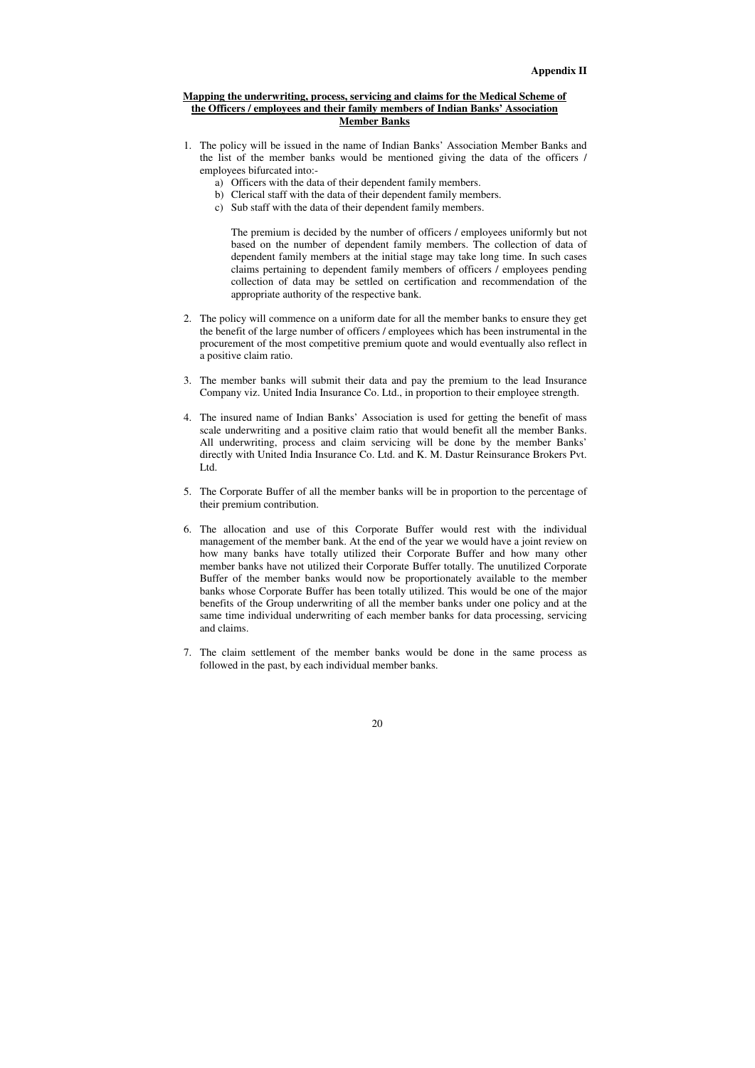**Appendix II**

## Mapping the underwriting, process, servicing and claims for the Medical Scheme of the Officers / employees and their family members of Indian Banks' Association Member Banks

1. The policy will be issued in the name of Indian Banks' Association Member Banks and the list of the member banks would be mentioned giving the data of the officers / employees bifurcated into:-
   a) Officers with the data of their dependent family members.
   b) Clerical staff with the data of their dependent family members.
   c) Sub staff with the data of their dependent family members.

   The premium is decided by the number of officers / employees uniformly but not based on the number of dependent family members. The collection of data of dependent family members at the initial stage may take long time. In such cases claims pertaining to dependent family members of officers / employees pending collection of data may be settled on certification and recommendation of the appropriate authority of the respective bank.

2. The policy will commence on a uniform date for all the member banks to ensure they get the benefit of the large number of officers / employees which has been instrumental in the procurement of the most competitive premium quote and would eventually also reflect in a positive claim ratio.

3. The member banks will submit their data and pay the premium to the lead Insurance Company viz. United India Insurance Co. Ltd., in proportion to their employee strength.

4. The insured name of Indian Banks' Association is used for getting the benefit of mass scale underwriting and a positive claim ratio that would benefit all the member Banks. All underwriting, process and claim servicing will be done by the member Banks' directly with United India Insurance Co. Ltd. and K. M. Dastur Reinsurance Brokers Pvt. Ltd.

5. The Corporate Buffer of all the member banks will be in proportion to the percentage of their premium contribution.

6. The allocation and use of this Corporate Buffer would rest with the individual management of the member bank. At the end of the year we would have a joint review on how many banks have totally utilized their Corporate Buffer and how many other member banks have not utilized their Corporate Buffer totally. The unutilized Corporate Buffer of the member banks would now be proportionately available to the member banks whose Corporate Buffer has been totally utilized. This would be one of the major benefits of the Group underwriting of all the member banks under one policy and at the same time individual underwriting of each member banks for data processing, servicing and claims.

7. The claim settlement of the member banks would be done in the same process as followed in the past, by each individual member banks.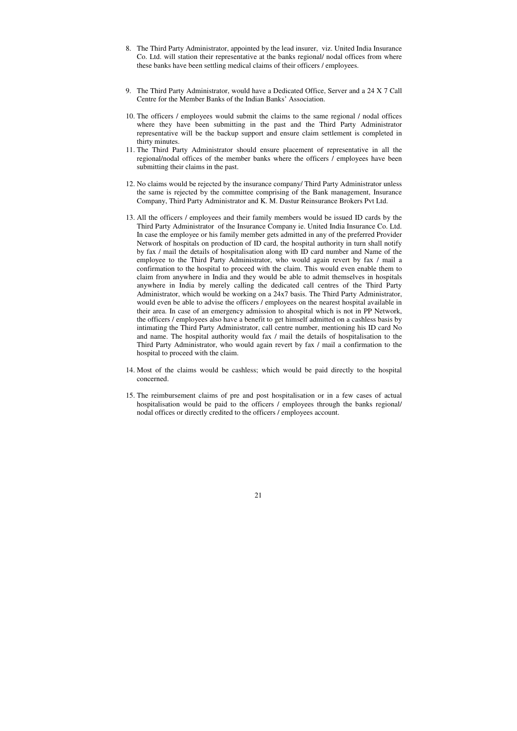8. The Third Party Administrator, appointed by the lead insurer, viz. United India Insurance Co. Ltd. will station their representative at the banks regional/ nodal offices from where these banks have been settling medical claims of their officers / employees.

9. The Third Party Administrator, would have a Dedicated Office, Server and a 24 X 7 Call Centre for the Member Banks of the Indian Banks' Association.

10. The officers / employees would submit the claims to the same regional / nodal offices where they have been submitting in the past and the Third Party Administrator representative will be the backup support and ensure claim settlement is completed in thirty minutes.

11. The Third Party Administrator should ensure placement of representative in all the regional/nodal offices of the member banks where the officers / employees have been submitting their claims in the past.

12. No claims would be rejected by the insurance company/ Third Party Administrator unless the same is rejected by the committee comprising of the Bank management, Insurance Company, Third Party Administrator and K. M. Dastur Reinsurance Brokers Pvt Ltd.

13. All the officers / employees and their family members would be issued ID cards by the Third Party Administrator of the Insurance Company ie. United India Insurance Co. Ltd. In case the employee or his family member gets admitted in any of the preferred Provider Network of hospitals on production of ID card, the hospital authority in turn shall notify by fax / mail the details of hospitalisation along with ID card number and Name of the employee to the Third Party Administrator, who would again revert by fax / mail a confirmation to the hospital to proceed with the claim. This would even enable them to claim from anywhere in India and they would be able to admit themselves in hospitals anywhere in India by merely calling the dedicated call centres of the Third Party Administrator, which would be working on a 24x7 basis. The Third Party Administrator, would even be able to advise the officers / employees on the nearest hospital available in their area. In case of an emergency admission to ahospital which is not in PP Network, the officers / employees also have a benefit to get himself admitted on a cashless basis by intimating the Third Party Administrator, call centre number, mentioning his ID card No and name. The hospital authority would fax / mail the details of hospitalisation to the Third Party Administrator, who would again revert by fax / mail a confirmation to the hospital to proceed with the claim.

14. Most of the claims would be cashless; which would be paid directly to the hospital concerned.

15. The reimbursement claims of pre and post hospitalisation or in a few cases of actual hospitalisation would be paid to the officers / employees through the banks regional/ nodal offices or directly credited to the officers / employees account.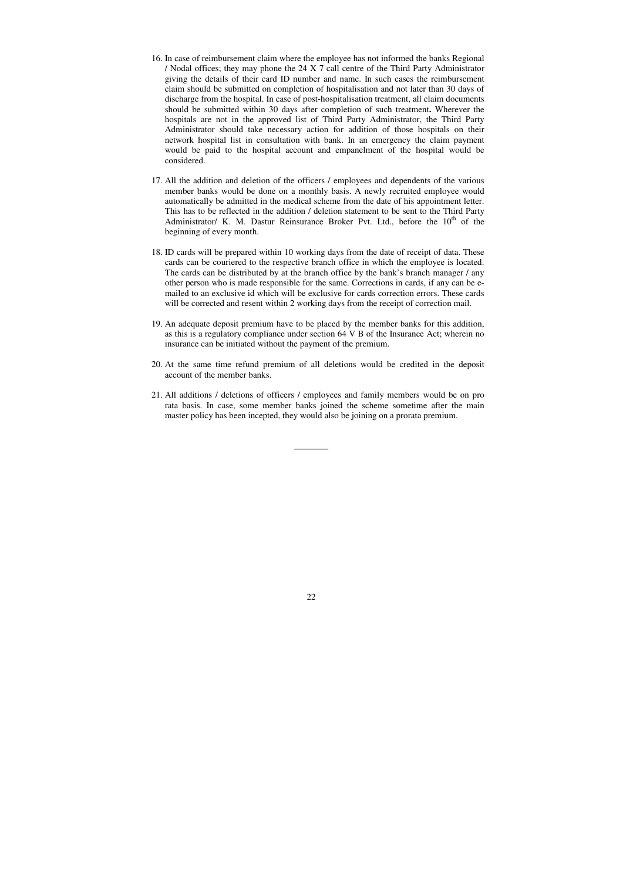16. In case of reimbursement claim where the employee has not informed the banks Regional / Nodal offices; they may phone the 24 X 7 call centre of the Third Party Administrator giving the details of their card ID number and name. In such cases the reimbursement claim should be submitted on completion of hospitalisation and not later than 30 days of discharge from the hospital. In case of post-hospitalisation treatment, all claim documents should be submitted within 30 days after completion of such treatment**.** Wherever the hospitals are not in the approved list of Third Party Administrator, the Third Party Administrator should take necessary action for addition of those hospitals on their network hospital list in consultation with bank. In an emergency the claim payment would be paid to the hospital account and empanelment of the hospital would be considered.

17. All the addition and deletion of the officers / employees and dependents of the various member banks would be done on a monthly basis. A newly recruited employee would automatically be admitted in the medical scheme from the date of his appointment letter. This has to be reflected in the addition / deletion statement to be sent to the Third Party Administrator/ K. M. Dastur Reinsurance Broker Pvt. Ltd., before the 10th of the beginning of every month.

18. ID cards will be prepared within 10 working days from the date of receipt of data. These cards can be couriered to the respective branch office in which the employee is located. The cards can be distributed by at the branch office by the bank's branch manager / any other person who is made responsible for the same. Corrections in cards, if any can be e-mailed to an exclusive id which will be exclusive for cards correction errors. These cards will be corrected and resent within 2 working days from the receipt of correction mail.

19. An adequate deposit premium have to be placed by the member banks for this addition, as this is a regulatory compliance under section 64 V B of the Insurance Act; wherein no insurance can be initiated without the payment of the premium.

20. At the same time refund premium of all deletions would be credited in the deposit account of the member banks.

21. All additions / deletions of officers / employees and family members would be on pro rata basis. In case, some member banks joined the scheme sometime after the main master policy has been incepted, they would also be joining on a prorata premium.

---